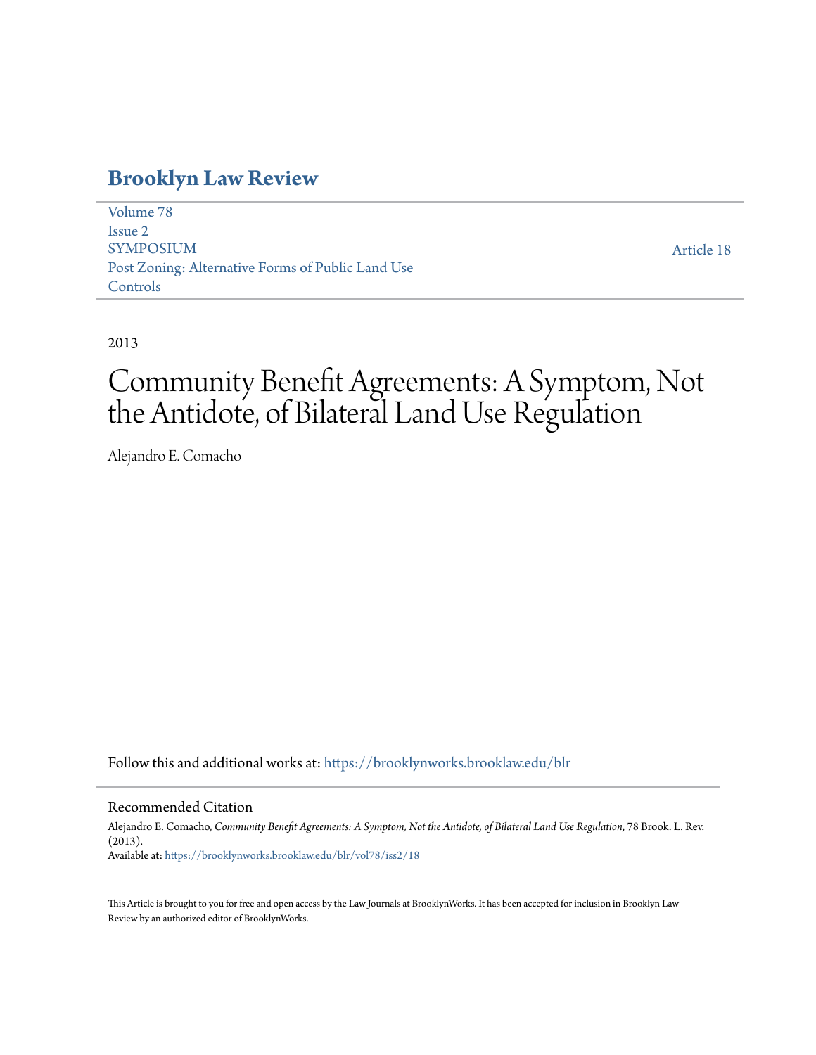# Brooklyn Law Review

Volume 78
Issue 2
SYMPOSIUM
Post Zoning: Alternative Forms of Public Land Use Controls

Article 18

2013

# Community Benefit Agreements: A Symptom, Not the Antidote, of Bilateral Land Use Regulation

Alejandro E. Comacho

Follow this and additional works at: https://brooklynworks.brooklaw.edu/blr

## Recommended Citation

Alejandro E. Comacho, *Community Benefit Agreements: A Symptom, Not the Antidote, of Bilateral Land Use Regulation*, 78 Brook. L. Rev. (2013).
Available at: https://brooklynworks.brooklaw.edu/blr/vol78/iss2/18

This Article is brought to you for free and open access by the Law Journals at BrooklynWorks. It has been accepted for inclusion in Brooklyn Law Review by an authorized editor of BrooklynWorks.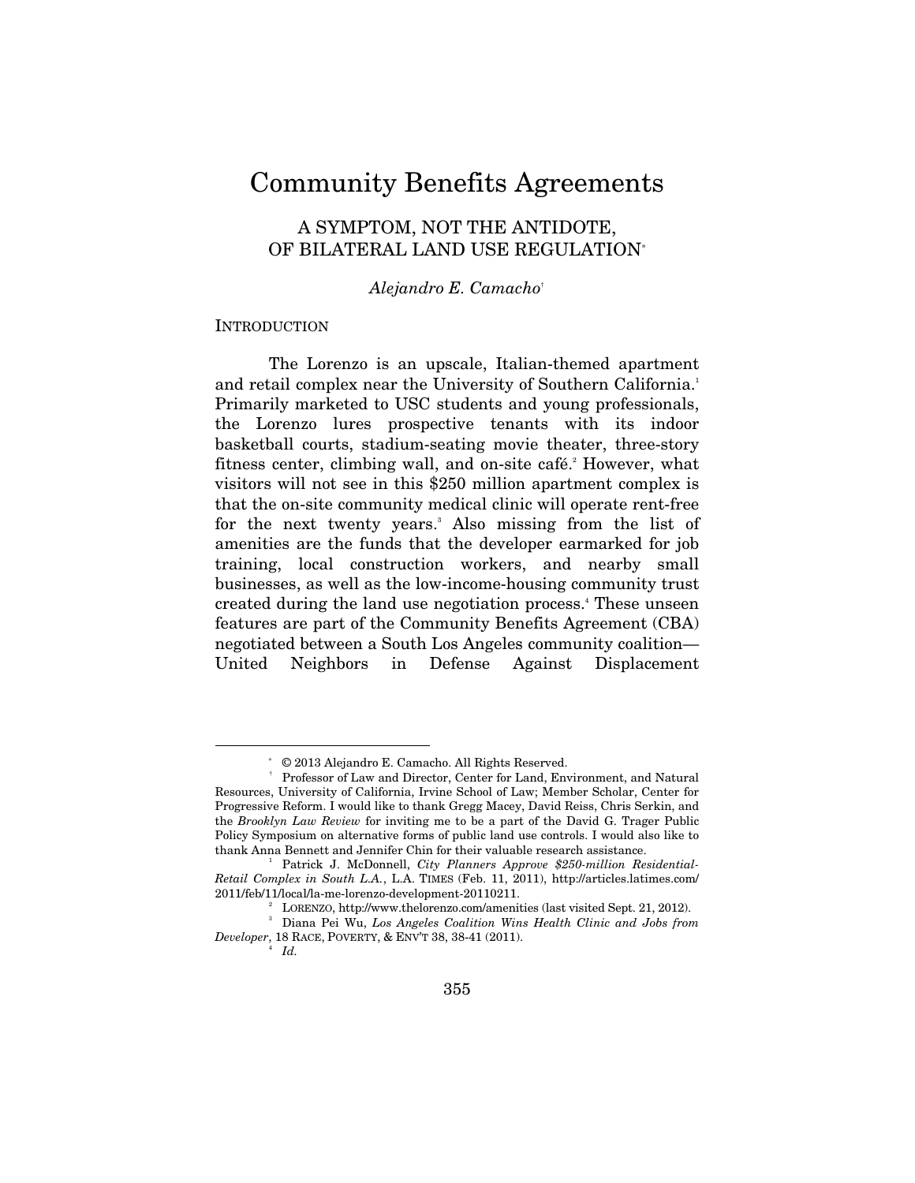# Community Benefits Agreements

## A SYMPTOM, NOT THE ANTIDOTE, OF BILATERAL LAND USE REGULATION[*]

*Alejandro E. Camacho*[†]

INTRODUCTION

The Lorenzo is an upscale, Italian-themed apartment and retail complex near the University of Southern California.[1] Primarily marketed to USC students and young professionals, the Lorenzo lures prospective tenants with its indoor basketball courts, stadium-seating movie theater, three-story fitness center, climbing wall, and on-site café.[2] However, what visitors will not see in this $250 million apartment complex is that the on-site community medical clinic will operate rent-free for the next twenty years.[3] Also missing from the list of amenities are the funds that the developer earmarked for job training, local construction workers, and nearby small businesses, as well as the low-income-housing community trust created during the land use negotiation process.[4] These unseen features are part of the Community Benefits Agreement (CBA) negotiated between a South Los Angeles community coalition—United Neighbors in Defense Against Displacement

---

[*] © 2013 Alejandro E. Camacho. All Rights Reserved.

[†] Professor of Law and Director, Center for Land, Environment, and Natural Resources, University of California, Irvine School of Law; Member Scholar, Center for Progressive Reform. I would like to thank Gregg Macey, David Reiss, Chris Serkin, and the *Brooklyn Law Review* for inviting me to be a part of the David G. Trager Public Policy Symposium on alternative forms of public land use controls. I would also like to thank Anna Bennett and Jennifer Chin for their valuable research assistance.

[1] Patrick J. McDonnell, *City Planners Approve $250-million Residential-Retail Complex in South L.A.*, L.A. TIMES (Feb. 11, 2011), http://articles.latimes.com/2011/feb/11/local/la-me-lorenzo-development-20110211.

[2] LORENZO, http://www.thelorenzo.com/amenities (last visited Sept. 21, 2012).

[3] Diana Pei Wu, *Los Angeles Coalition Wins Health Clinic and Jobs from Developer*, 18 RACE, POVERTY, & ENV'T 38, 38-41 (2011).

[4] *Id.*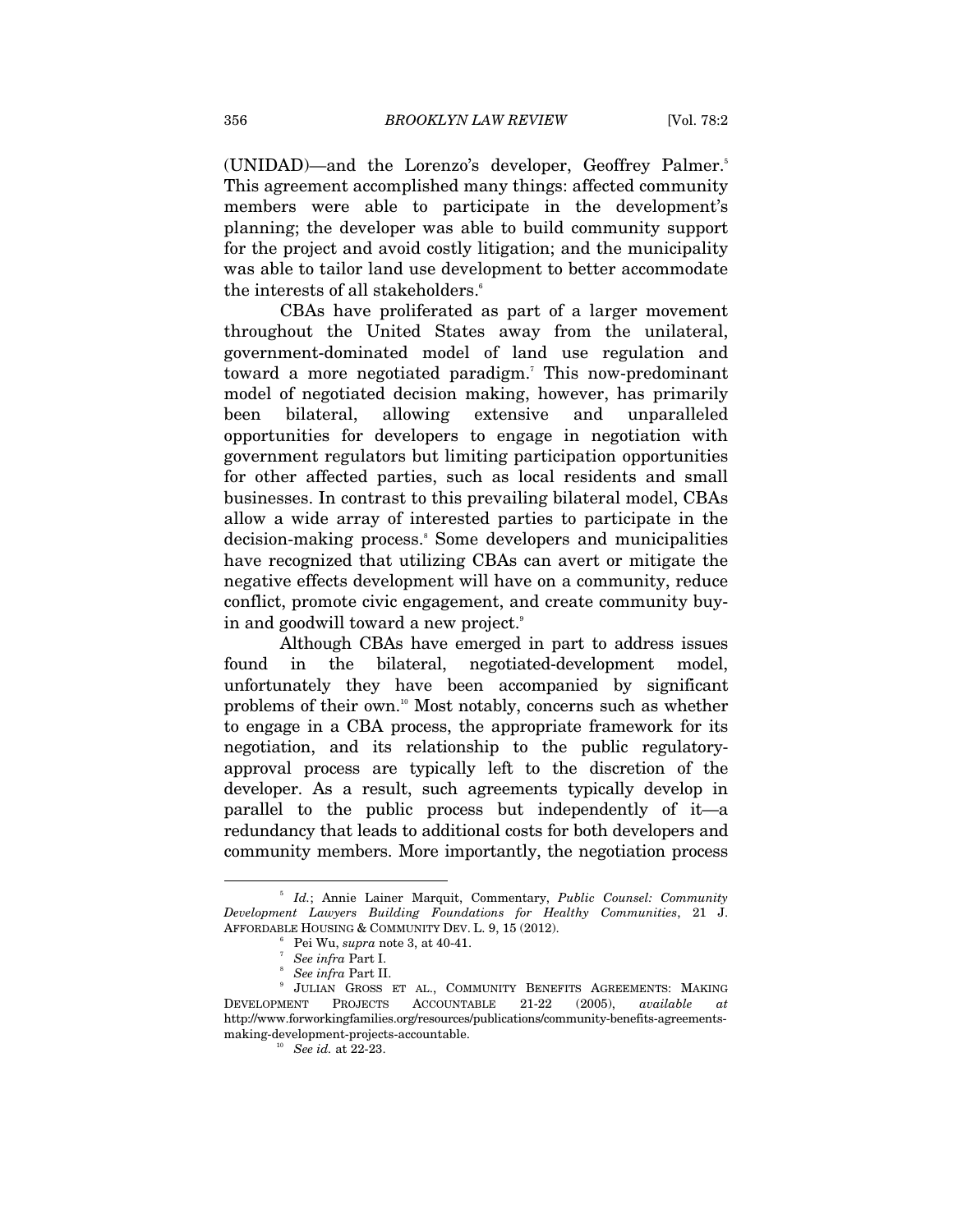(UNIDAD)—and the Lorenzo's developer, Geoffrey Palmer.[5] This agreement accomplished many things: affected community members were able to participate in the development's planning; the developer was able to build community support for the project and avoid costly litigation; and the municipality was able to tailor land use development to better accommodate the interests of all stakeholders.[6]

CBAs have proliferated as part of a larger movement throughout the United States away from the unilateral, government-dominated model of land use regulation and toward a more negotiated paradigm.[7] This now-predominant model of negotiated decision making, however, has primarily been bilateral, allowing extensive and unparalleled opportunities for developers to engage in negotiation with government regulators but limiting participation opportunities for other affected parties, such as local residents and small businesses. In contrast to this prevailing bilateral model, CBAs allow a wide array of interested parties to participate in the decision-making process.[8] Some developers and municipalities have recognized that utilizing CBAs can avert or mitigate the negative effects development will have on a community, reduce conflict, promote civic engagement, and create community buy-in and goodwill toward a new project.[9]

Although CBAs have emerged in part to address issues found in the bilateral, negotiated-development model, unfortunately they have been accompanied by significant problems of their own.[10] Most notably, concerns such as whether to engage in a CBA process, the appropriate framework for its negotiation, and its relationship to the public regulatory-approval process are typically left to the discretion of the developer. As a result, such agreements typically develop in parallel to the public process but independently of it—a redundancy that leads to additional costs for both developers and community members. More importantly, the negotiation process

---

[5] *Id.*; Annie Lainer Marquit, Commentary, *Public Counsel: Community Development Lawyers Building Foundations for Healthy Communities*, 21 J. AFFORDABLE HOUSING & COMMUNITY DEV. L. 9, 15 (2012).

[6] Pei Wu, *supra* note 3, at 40-41.

[7] *See infra* Part I.

[8] *See infra* Part II.

[9] JULIAN GROSS ET AL., COMMUNITY BENEFITS AGREEMENTS: MAKING DEVELOPMENT PROJECTS ACCOUNTABLE 21-22 (2005), *available at* http://www.forworkingfamilies.org/resources/publications/community-benefits-agreements-making-development-projects-accountable.

[10] *See id.* at 22-23.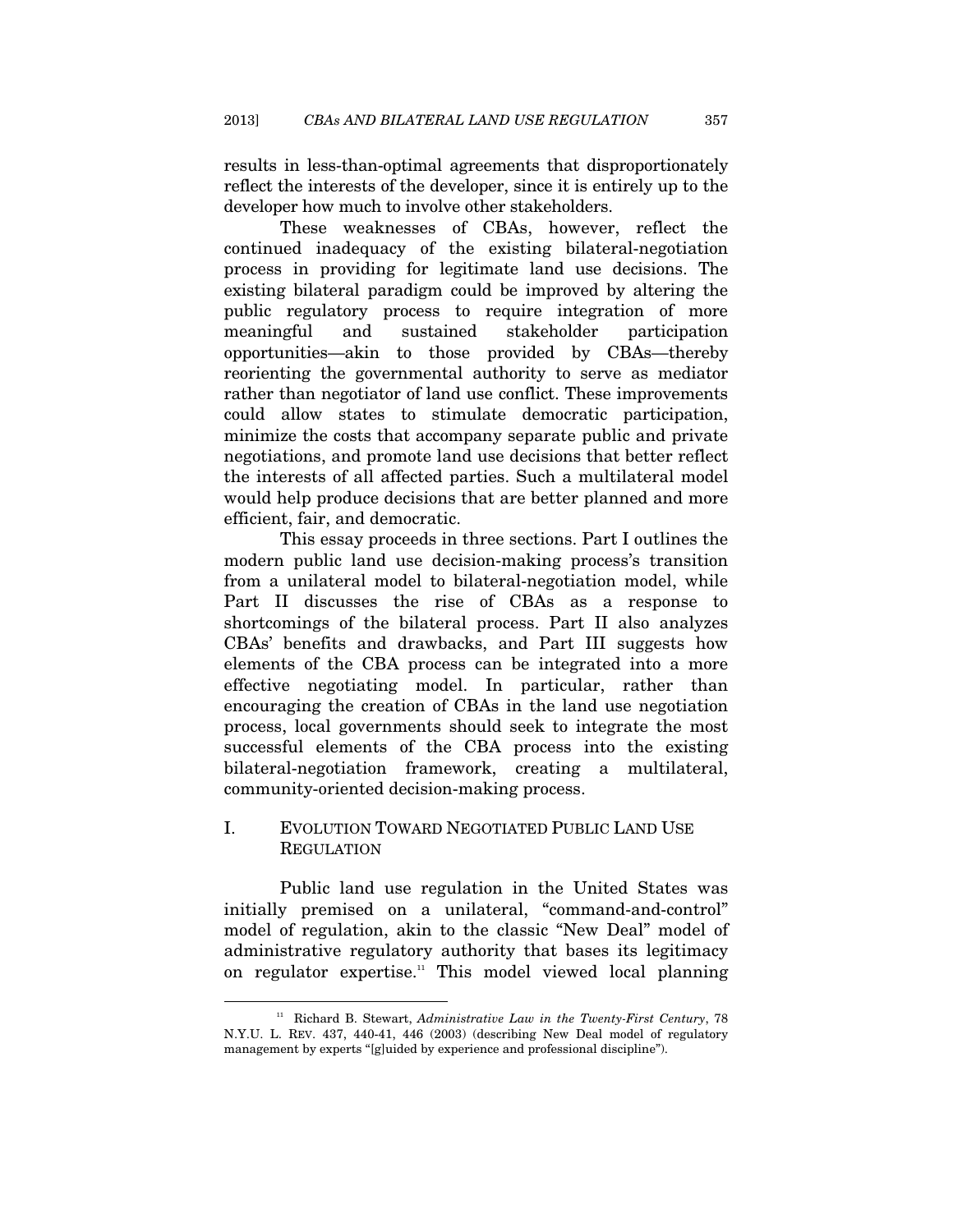results in less-than-optimal agreements that disproportionately reflect the interests of the developer, since it is entirely up to the developer how much to involve other stakeholders.

These weaknesses of CBAs, however, reflect the continued inadequacy of the existing bilateral-negotiation process in providing for legitimate land use decisions. The existing bilateral paradigm could be improved by altering the public regulatory process to require integration of more meaningful and sustained stakeholder participation opportunities—akin to those provided by CBAs—thereby reorienting the governmental authority to serve as mediator rather than negotiator of land use conflict. These improvements could allow states to stimulate democratic participation, minimize the costs that accompany separate public and private negotiations, and promote land use decisions that better reflect the interests of all affected parties. Such a multilateral model would help produce decisions that are better planned and more efficient, fair, and democratic.

This essay proceeds in three sections. Part I outlines the modern public land use decision-making process's transition from a unilateral model to bilateral-negotiation model, while Part II discusses the rise of CBAs as a response to shortcomings of the bilateral process. Part II also analyzes CBAs' benefits and drawbacks, and Part III suggests how elements of the CBA process can be integrated into a more effective negotiating model. In particular, rather than encouraging the creation of CBAs in the land use negotiation process, local governments should seek to integrate the most successful elements of the CBA process into the existing bilateral-negotiation framework, creating a multilateral, community-oriented decision-making process.

## I. EVOLUTION TOWARD NEGOTIATED PUBLIC LAND USE REGULATION

Public land use regulation in the United States was initially premised on a unilateral, "command-and-control" model of regulation, akin to the classic "New Deal" model of administrative regulatory authority that bases its legitimacy on regulator expertise.[11] This model viewed local planning

---

[11] Richard B. Stewart, *Administrative Law in the Twenty-First Century*, 78 N.Y.U. L. REV. 437, 440-41, 446 (2003) (describing New Deal model of regulatory management by experts "[g]uided by experience and professional discipline").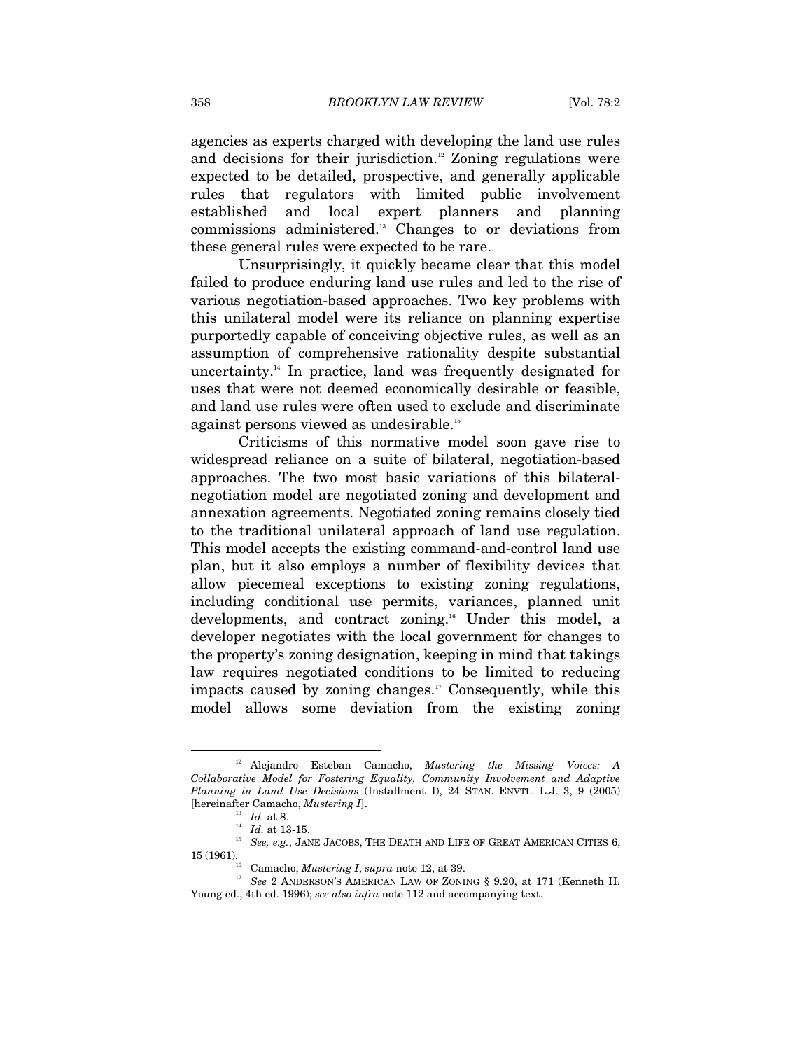agencies as experts charged with developing the land use rules and decisions for their jurisdiction.[12] Zoning regulations were expected to be detailed, prospective, and generally applicable rules that regulators with limited public involvement established and local expert planners and planning commissions administered.[13] Changes to or deviations from these general rules were expected to be rare.

Unsurprisingly, it quickly became clear that this model failed to produce enduring land use rules and led to the rise of various negotiation-based approaches. Two key problems with this unilateral model were its reliance on planning expertise purportedly capable of conceiving objective rules, as well as an assumption of comprehensive rationality despite substantial uncertainty.[14] In practice, land was frequently designated for uses that were not deemed economically desirable or feasible, and land use rules were often used to exclude and discriminate against persons viewed as undesirable.[15]

Criticisms of this normative model soon gave rise to widespread reliance on a suite of bilateral, negotiation-based approaches. The two most basic variations of this bilateral-negotiation model are negotiated zoning and development and annexation agreements. Negotiated zoning remains closely tied to the traditional unilateral approach of land use regulation. This model accepts the existing command-and-control land use plan, but it also employs a number of flexibility devices that allow piecemeal exceptions to existing zoning regulations, including conditional use permits, variances, planned unit developments, and contract zoning.[16] Under this model, a developer negotiates with the local government for changes to the property's zoning designation, keeping in mind that takings law requires negotiated conditions to be limited to reducing impacts caused by zoning changes.[17] Consequently, while this model allows some deviation from the existing zoning

---

[12] Alejandro Esteban Camacho, *Mustering the Missing Voices: A Collaborative Model for Fostering Equality, Community Involvement and Adaptive Planning in Land Use Decisions* (Installment I), 24 STAN. ENVTL. L.J. 3, 9 (2005) [hereinafter Camacho, *Mustering I*].

[13] *Id.* at 8.

[14] *Id.* at 13-15.

[15] *See, e.g.*, JANE JACOBS, THE DEATH AND LIFE OF GREAT AMERICAN CITIES 6, 15 (1961).

[16] Camacho, *Mustering I*, *supra* note 12, at 39.

[17] *See* 2 ANDERSON'S AMERICAN LAW OF ZONING § 9.20, at 171 (Kenneth H. Young ed., 4th ed. 1996); *see also infra* note 112 and accompanying text.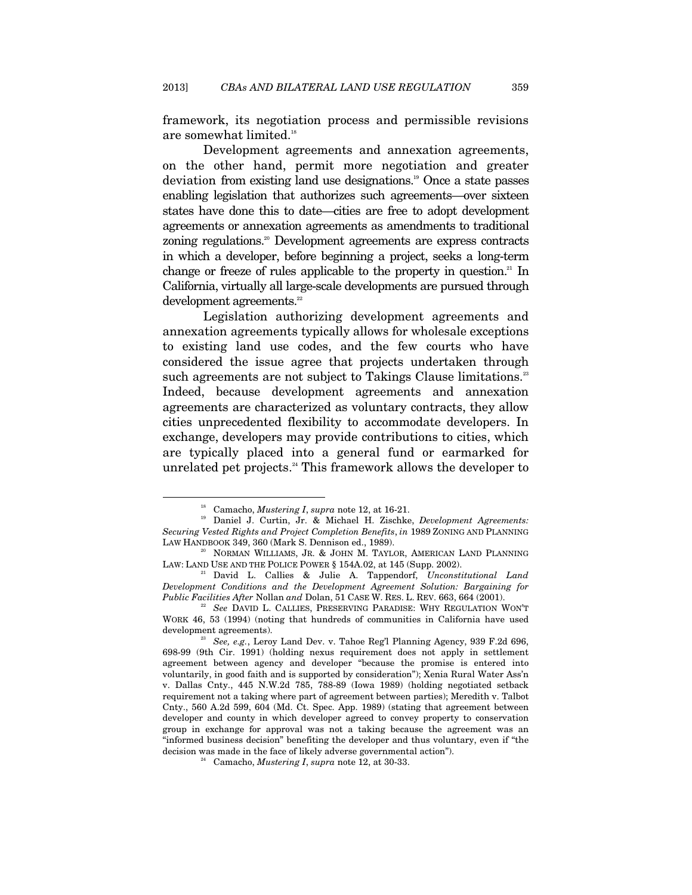framework, its negotiation process and permissible revisions are somewhat limited.[18]

Development agreements and annexation agreements, on the other hand, permit more negotiation and greater deviation from existing land use designations.[19] Once a state passes enabling legislation that authorizes such agreements—over sixteen states have done this to date—cities are free to adopt development agreements or annexation agreements as amendments to traditional zoning regulations.[20] Development agreements are express contracts in which a developer, before beginning a project, seeks a long-term change or freeze of rules applicable to the property in question.[21] In California, virtually all large-scale developments are pursued through development agreements.[22]

Legislation authorizing development agreements and annexation agreements typically allows for wholesale exceptions to existing land use codes, and the few courts who have considered the issue agree that projects undertaken through such agreements are not subject to Takings Clause limitations.[23] Indeed, because development agreements and annexation agreements are characterized as voluntary contracts, they allow cities unprecedented flexibility to accommodate developers. In exchange, developers may provide contributions to cities, which are typically placed into a general fund or earmarked for unrelated pet projects.[24] This framework allows the developer to

---

[18] Camacho, *Mustering I*, *supra* note 12, at 16-21.

[19] Daniel J. Curtin, Jr. & Michael H. Zischke, *Development Agreements: Securing Vested Rights and Project Completion Benefits*, *in* 1989 ZONING AND PLANNING LAW HANDBOOK 349, 360 (Mark S. Dennison ed., 1989).

[20] NORMAN WILLIAMS, JR. & JOHN M. TAYLOR, AMERICAN LAND PLANNING LAW: LAND USE AND THE POLICE POWER § 154A.02, at 145 (Supp. 2002).

[21] David L. Callies & Julie A. Tappendorf, *Unconstitutional Land Development Conditions and the Development Agreement Solution: Bargaining for Public Facilities After* Nollan *and* Dolan, 51 CASE W. RES. L. REV. 663, 664 (2001).

[22] *See* DAVID L. CALLIES, PRESERVING PARADISE: WHY REGULATION WON'T WORK 46, 53 (1994) (noting that hundreds of communities in California have used development agreements).

[23] *See, e.g.*, Leroy Land Dev. v. Tahoe Reg'l Planning Agency, 939 F.2d 696, 698-99 (9th Cir. 1991) (holding nexus requirement does not apply in settlement agreement between agency and developer "because the promise is entered into voluntarily, in good faith and is supported by consideration"); Xenia Rural Water Ass'n v. Dallas Cnty., 445 N.W.2d 785, 788-89 (Iowa 1989) (holding negotiated setback requirement not a taking where part of agreement between parties); Meredith v. Talbot Cnty., 560 A.2d 599, 604 (Md. Ct. Spec. App. 1989) (stating that agreement between developer and county in which developer agreed to convey property to conservation group in exchange for approval was not a taking because the agreement was an "informed business decision" benefiting the developer and thus voluntary, even if "the decision was made in the face of likely adverse governmental action").

[24] Camacho, *Mustering I*, *supra* note 12, at 30-33.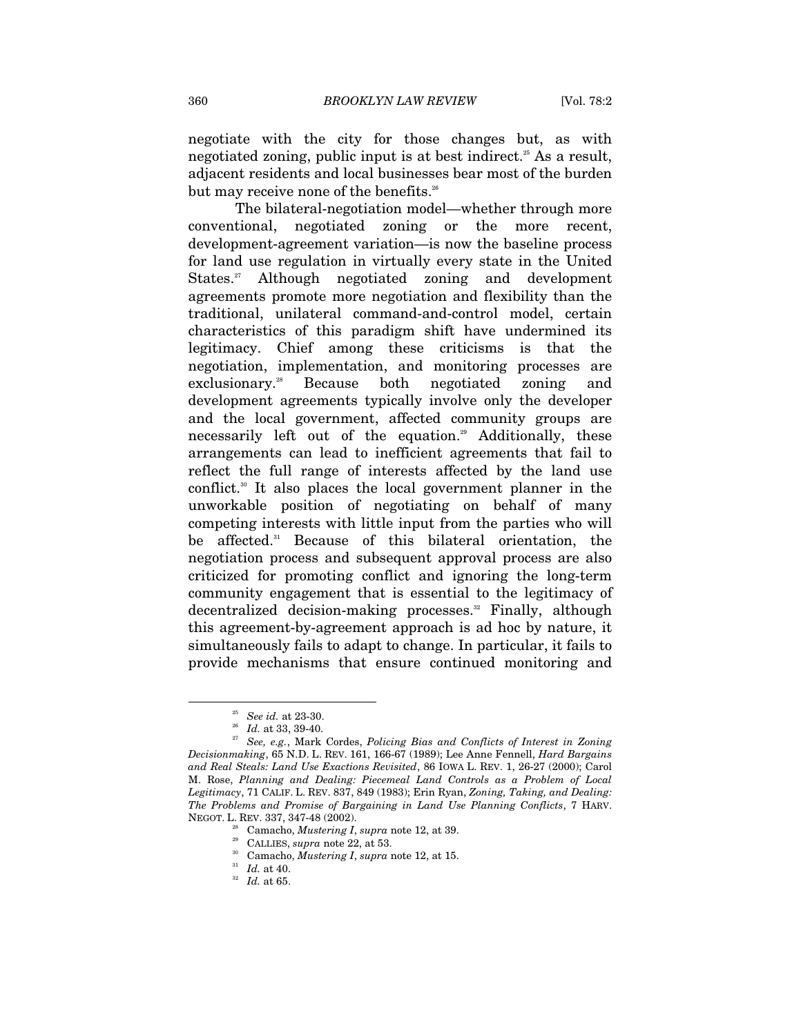negotiate with the city for those changes but, as with negotiated zoning, public input is at best indirect.[25] As a result, adjacent residents and local businesses bear most of the burden but may receive none of the benefits.[26]

The bilateral-negotiation model—whether through more conventional, negotiated zoning or the more recent, development-agreement variation—is now the baseline process for land use regulation in virtually every state in the United States.[27] Although negotiated zoning and development agreements promote more negotiation and flexibility than the traditional, unilateral command-and-control model, certain characteristics of this paradigm shift have undermined its legitimacy. Chief among these criticisms is that the negotiation, implementation, and monitoring processes are exclusionary.[28] Because both negotiated zoning and development agreements typically involve only the developer and the local government, affected community groups are necessarily left out of the equation.[29] Additionally, these arrangements can lead to inefficient agreements that fail to reflect the full range of interests affected by the land use conflict.[30] It also places the local government planner in the unworkable position of negotiating on behalf of many competing interests with little input from the parties who will be affected.[31] Because of this bilateral orientation, the negotiation process and subsequent approval process are also criticized for promoting conflict and ignoring the long-term community engagement that is essential to the legitimacy of decentralized decision-making processes.[32] Finally, although this agreement-by-agreement approach is ad hoc by nature, it simultaneously fails to adapt to change. In particular, it fails to provide mechanisms that ensure continued monitoring and

---

[25] *See id.* at 23-30.

[26] *Id.* at 33, 39-40.

[27] *See, e.g.*, Mark Cordes, *Policing Bias and Conflicts of Interest in Zoning Decisionmaking*, 65 N.D. L. REV. 161, 166-67 (1989); Lee Anne Fennell, *Hard Bargains and Real Steals: Land Use Exactions Revisited*, 86 IOWA L. REV. 1, 26-27 (2000); Carol M. Rose, *Planning and Dealing: Piecemeal Land Controls as a Problem of Local Legitimacy*, 71 CALIF. L. REV. 837, 849 (1983); Erin Ryan, *Zoning, Taking, and Dealing: The Problems and Promise of Bargaining in Land Use Planning Conflicts*, 7 HARV. NEGOT. L. REV. 337, 347-48 (2002).

[28] Camacho, *Mustering I*, *supra* note 12, at 39.

[29] CALLIES, *supra* note 22, at 53.

[30] Camacho, *Mustering I*, *supra* note 12, at 15.

[31] *Id.* at 40.

[32] *Id.* at 65.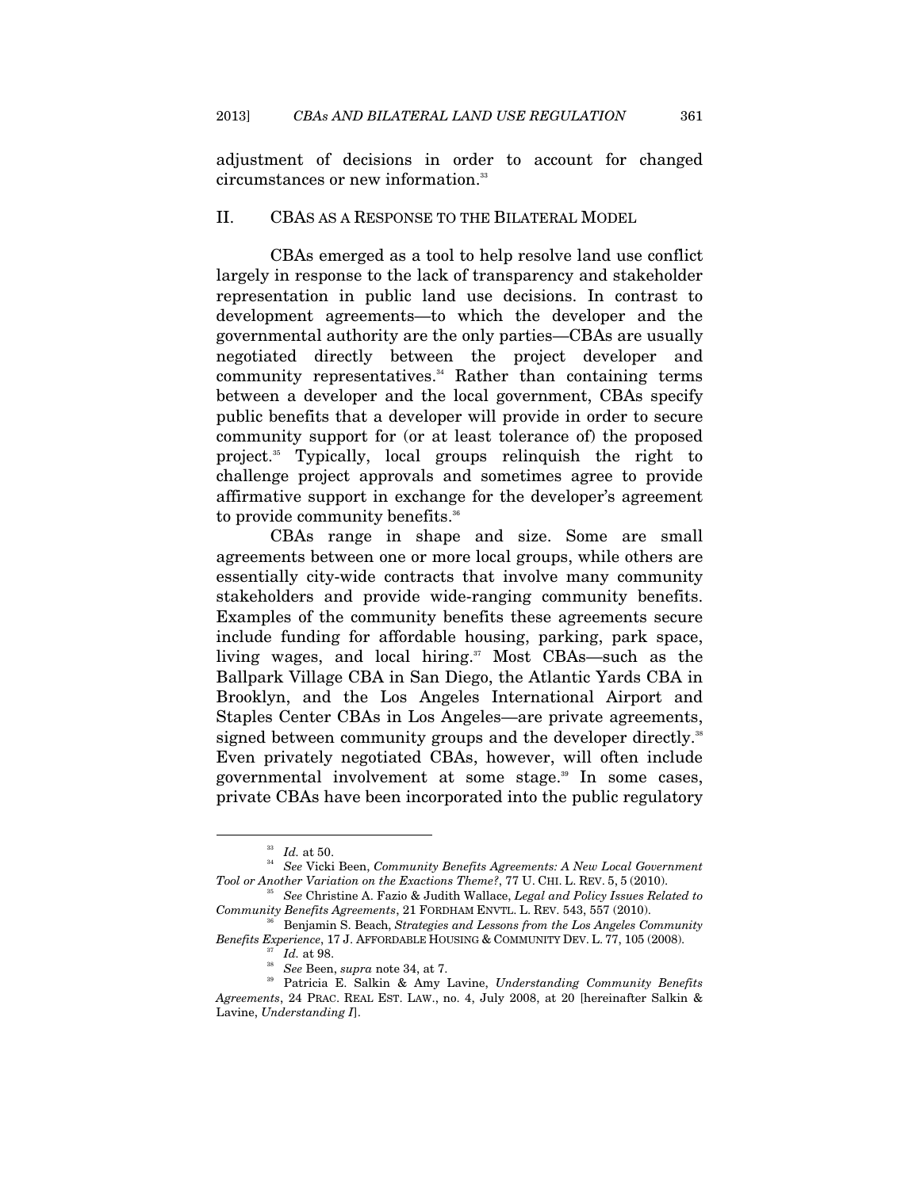adjustment of decisions in order to account for changed circumstances or new information.[33]

## II. CBAS AS A RESPONSE TO THE BILATERAL MODEL

CBAs emerged as a tool to help resolve land use conflict largely in response to the lack of transparency and stakeholder representation in public land use decisions. In contrast to development agreements—to which the developer and the governmental authority are the only parties—CBAs are usually negotiated directly between the project developer and community representatives.[34] Rather than containing terms between a developer and the local government, CBAs specify public benefits that a developer will provide in order to secure community support for (or at least tolerance of) the proposed project.[35] Typically, local groups relinquish the right to challenge project approvals and sometimes agree to provide affirmative support in exchange for the developer's agreement to provide community benefits.[36]

CBAs range in shape and size. Some are small agreements between one or more local groups, while others are essentially city-wide contracts that involve many community stakeholders and provide wide-ranging community benefits. Examples of the community benefits these agreements secure include funding for affordable housing, parking, park space, living wages, and local hiring.[37] Most CBAs—such as the Ballpark Village CBA in San Diego, the Atlantic Yards CBA in Brooklyn, and the Los Angeles International Airport and Staples Center CBAs in Los Angeles—are private agreements, signed between community groups and the developer directly.[38] Even privately negotiated CBAs, however, will often include governmental involvement at some stage.[39] In some cases, private CBAs have been incorporated into the public regulatory

---

[33] *Id.* at 50.

[34] *See* Vicki Been, *Community Benefits Agreements: A New Local Government Tool or Another Variation on the Exactions Theme?*, 77 U. CHI. L. REV. 5, 5 (2010).

[35] *See* Christine A. Fazio & Judith Wallace, *Legal and Policy Issues Related to Community Benefits Agreements*, 21 FORDHAM ENVTL. L. REV. 543, 557 (2010).

[36] Benjamin S. Beach, *Strategies and Lessons from the Los Angeles Community Benefits Experience*, 17 J. AFFORDABLE HOUSING & COMMUNITY DEV. L. 77, 105 (2008).

[37] *Id.* at 98.

[38] *See* Been, *supra* note 34, at 7.

[39] Patricia E. Salkin & Amy Lavine, *Understanding Community Benefits Agreements*, 24 PRAC. REAL EST. LAW., no. 4, July 2008, at 20 [hereinafter Salkin & Lavine, *Understanding I*].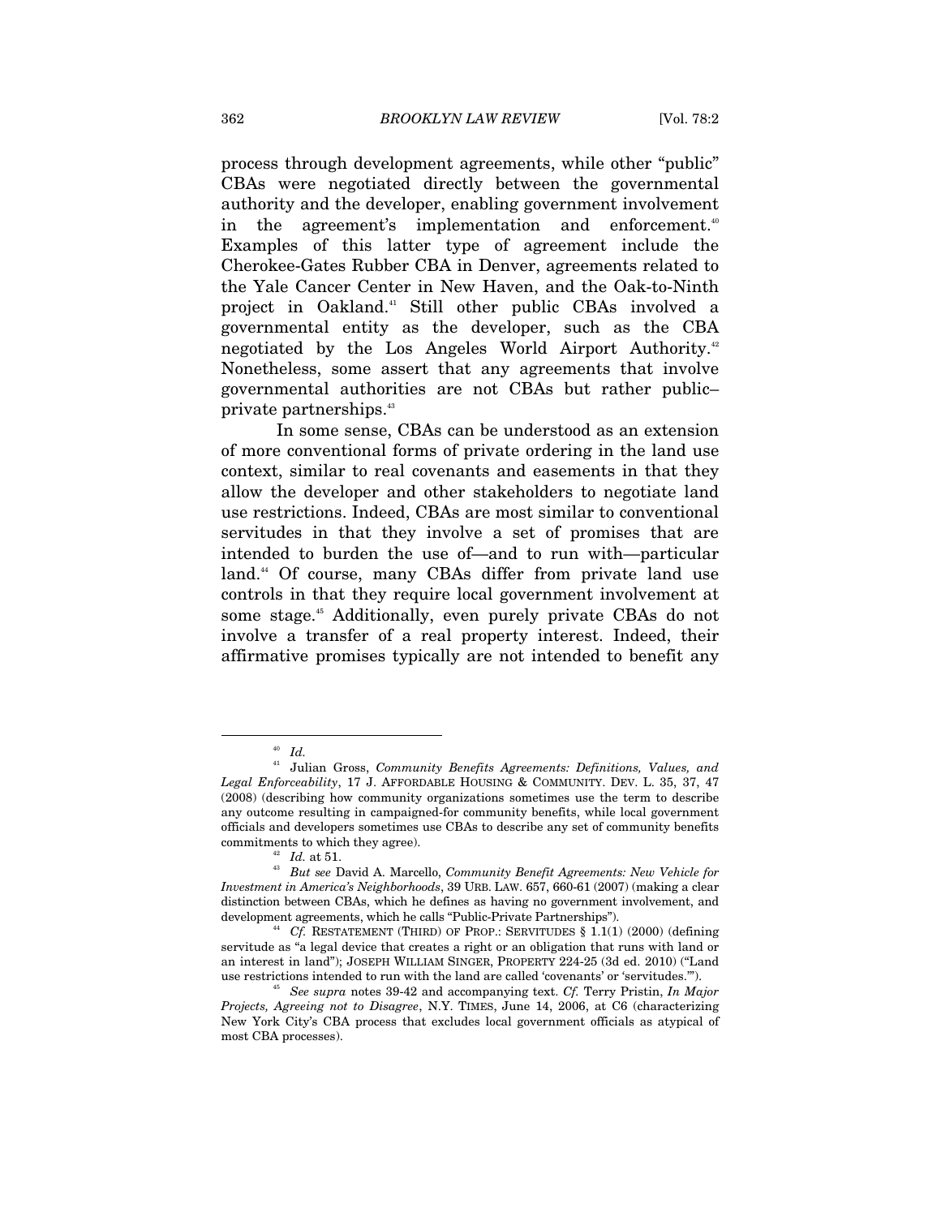process through development agreements, while other "public" CBAs were negotiated directly between the governmental authority and the developer, enabling government involvement in the agreement's implementation and enforcement.[40] Examples of this latter type of agreement include the Cherokee-Gates Rubber CBA in Denver, agreements related to the Yale Cancer Center in New Haven, and the Oak-to-Ninth project in Oakland.[41] Still other public CBAs involved a governmental entity as the developer, such as the CBA negotiated by the Los Angeles World Airport Authority.[42] Nonetheless, some assert that any agreements that involve governmental authorities are not CBAs but rather public–private partnerships.[43]

In some sense, CBAs can be understood as an extension of more conventional forms of private ordering in the land use context, similar to real covenants and easements in that they allow the developer and other stakeholders to negotiate land use restrictions. Indeed, CBAs are most similar to conventional servitudes in that they involve a set of promises that are intended to burden the use of—and to run with—particular land.[44] Of course, many CBAs differ from private land use controls in that they require local government involvement at some stage.[45] Additionally, even purely private CBAs do not involve a transfer of a real property interest. Indeed, their affirmative promises typically are not intended to benefit any

---

[40] *Id.*

[41] Julian Gross, *Community Benefits Agreements: Definitions, Values, and Legal Enforceability*, 17 J. AFFORDABLE HOUSING & COMMUNITY. DEV. L. 35, 37, 47 (2008) (describing how community organizations sometimes use the term to describe any outcome resulting in campaigned-for community benefits, while local government officials and developers sometimes use CBAs to describe any set of community benefits commitments to which they agree).

[42] *Id.* at 51.

[43] *But see* David A. Marcello, *Community Benefit Agreements: New Vehicle for Investment in America's Neighborhoods*, 39 URB. LAW. 657, 660-61 (2007) (making a clear distinction between CBAs, which he defines as having no government involvement, and development agreements, which he calls "Public-Private Partnerships").

[44] *Cf.* RESTATEMENT (THIRD) OF PROP.: SERVITUDES § 1.1(1) (2000) (defining servitude as "a legal device that creates a right or an obligation that runs with land or an interest in land"); JOSEPH WILLIAM SINGER, PROPERTY 224-25 (3d ed. 2010) ("Land use restrictions intended to run with the land are called 'covenants' or 'servitudes.'").

[45] *See supra* notes 39-42 and accompanying text. *Cf.* Terry Pristin, *In Major Projects, Agreeing not to Disagree*, N.Y. TIMES, June 14, 2006, at C6 (characterizing New York City's CBA process that excludes local government officials as atypical of most CBA processes).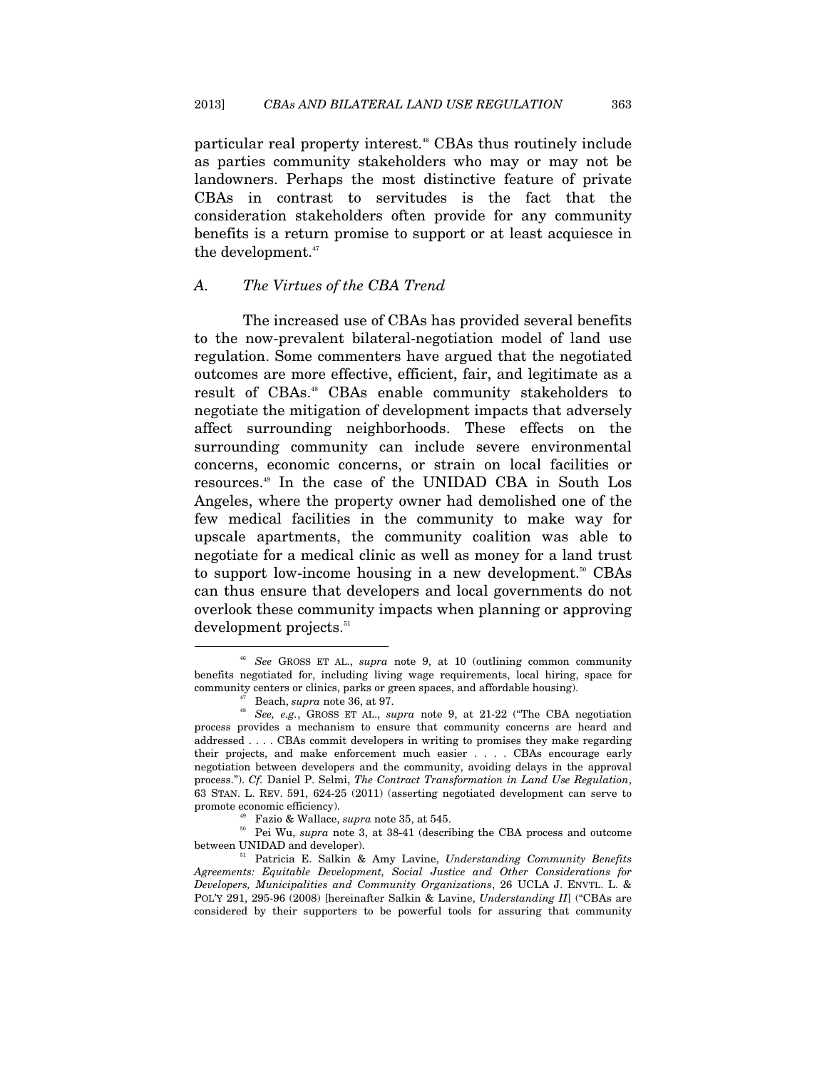particular real property interest.[46] CBAs thus routinely include as parties community stakeholders who may or may not be landowners. Perhaps the most distinctive feature of private CBAs in contrast to servitudes is the fact that the consideration stakeholders often provide for any community benefits is a return promise to support or at least acquiesce in the development.[47]

### *A. The Virtues of the CBA Trend*

The increased use of CBAs has provided several benefits to the now-prevalent bilateral-negotiation model of land use regulation. Some commenters have argued that the negotiated outcomes are more effective, efficient, fair, and legitimate as a result of CBAs.[48] CBAs enable community stakeholders to negotiate the mitigation of development impacts that adversely affect surrounding neighborhoods. These effects on the surrounding community can include severe environmental concerns, economic concerns, or strain on local facilities or resources.[49] In the case of the UNIDAD CBA in South Los Angeles, where the property owner had demolished one of the few medical facilities in the community to make way for upscale apartments, the community coalition was able to negotiate for a medical clinic as well as money for a land trust to support low-income housing in a new development.[50] CBAs can thus ensure that developers and local governments do not overlook these community impacts when planning or approving development projects.[51]

---

[46] *See* GROSS ET AL., *supra* note 9, at 10 (outlining common community benefits negotiated for, including living wage requirements, local hiring, space for community centers or clinics, parks or green spaces, and affordable housing).

[47] Beach, *supra* note 36, at 97.

[48] *See, e.g.*, GROSS ET AL., *supra* note 9, at 21-22 ("The CBA negotiation process provides a mechanism to ensure that community concerns are heard and addressed . . . . CBAs commit developers in writing to promises they make regarding their projects, and make enforcement much easier . . . . CBAs encourage early negotiation between developers and the community, avoiding delays in the approval process."). *Cf.* Daniel P. Selmi, *The Contract Transformation in Land Use Regulation*, 63 STAN. L. REV. 591, 624-25 (2011) (asserting negotiated development can serve to promote economic efficiency).

[49] Fazio & Wallace, *supra* note 35, at 545.

[50] Pei Wu, *supra* note 3, at 38-41 (describing the CBA process and outcome between UNIDAD and developer).

[51] Patricia E. Salkin & Amy Lavine, *Understanding Community Benefits Agreements: Equitable Development, Social Justice and Other Considerations for Developers, Municipalities and Community Organizations*, 26 UCLA J. ENVTL. L. & POL'Y 291, 295-96 (2008) [hereinafter Salkin & Lavine, *Understanding II*] ("CBAs are considered by their supporters to be powerful tools for assuring that community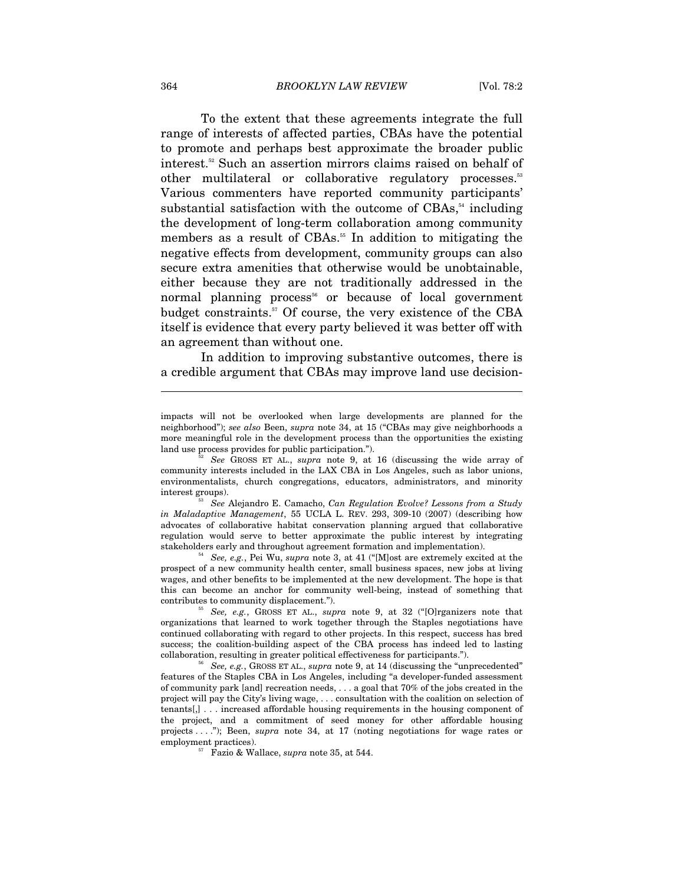To the extent that these agreements integrate the full range of interests of affected parties, CBAs have the potential to promote and perhaps best approximate the broader public interest.[52] Such an assertion mirrors claims raised on behalf of other multilateral or collaborative regulatory processes.[53] Various commenters have reported community participants' substantial satisfaction with the outcome of CBAs,[54] including the development of long-term collaboration among community members as a result of CBAs.[55] In addition to mitigating the negative effects from development, community groups can also secure extra amenities that otherwise would be unobtainable, either because they are not traditionally addressed in the normal planning process[56] or because of local government budget constraints.[57] Of course, the very existence of the CBA itself is evidence that every party believed it was better off with an agreement than without one.

In addition to improving substantive outcomes, there is a credible argument that CBAs may improve land use decision-

---

impacts will not be overlooked when large developments are planned for the neighborhood"); *see also* Been, *supra* note 34, at 15 ("CBAs may give neighborhoods a more meaningful role in the development process than the opportunities the existing land use process provides for public participation.").

[52] *See* GROSS ET AL., *supra* note 9, at 16 (discussing the wide array of community interests included in the LAX CBA in Los Angeles, such as labor unions, environmentalists, church congregations, educators, administrators, and minority interest groups).

[53] *See* Alejandro E. Camacho, *Can Regulation Evolve? Lessons from a Study in Maladaptive Management*, 55 UCLA L. REV. 293, 309-10 (2007) (describing how advocates of collaborative habitat conservation planning argued that collaborative regulation would serve to better approximate the public interest by integrating stakeholders early and throughout agreement formation and implementation).

[54] *See, e.g.*, Pei Wu, *supra* note 3, at 41 ("[M]ost are extremely excited at the prospect of a new community health center, small business spaces, new jobs at living wages, and other benefits to be implemented at the new development. The hope is that this can become an anchor for community well-being, instead of something that contributes to community displacement.").

[55] *See, e.g.*, GROSS ET AL., *supra* note 9, at 32 ("[O]rganizers note that organizations that learned to work together through the Staples negotiations have continued collaborating with regard to other projects. In this respect, success has bred success; the coalition-building aspect of the CBA process has indeed led to lasting collaboration, resulting in greater political effectiveness for participants.").

[56] *See, e.g.*, GROSS ET AL., *supra* note 9, at 14 (discussing the "unprecedented" features of the Staples CBA in Los Angeles, including "a developer-funded assessment of community park [and] recreation needs, . . . a goal that 70% of the jobs created in the project will pay the City's living wage, . . . consultation with the coalition on selection of tenants[,] . . . increased affordable housing requirements in the housing component of the project, and a commitment of seed money for other affordable housing projects . . . ."); Been, *supra* note 34, at 17 (noting negotiations for wage rates or employment practices).

[57] Fazio & Wallace, *supra* note 35, at 544.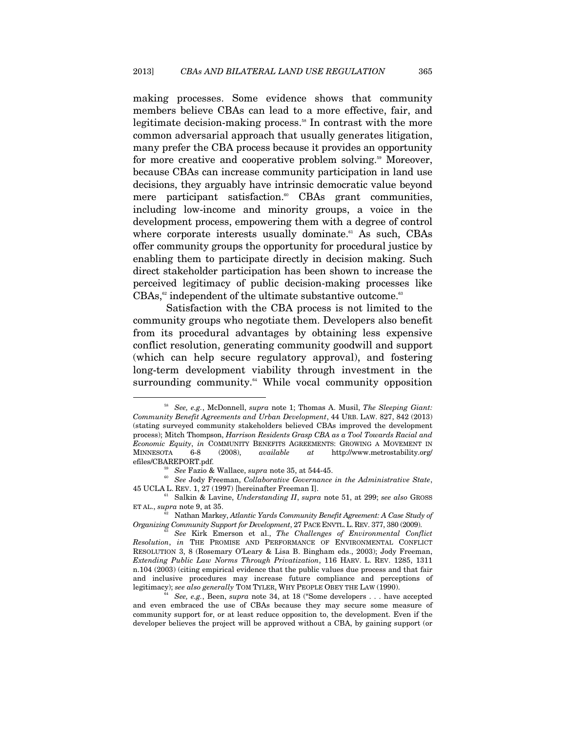making processes. Some evidence shows that community members believe CBAs can lead to a more effective, fair, and legitimate decision-making process.[58] In contrast with the more common adversarial approach that usually generates litigation, many prefer the CBA process because it provides an opportunity for more creative and cooperative problem solving.[59] Moreover, because CBAs can increase community participation in land use decisions, they arguably have intrinsic democratic value beyond mere participant satisfaction.[60] CBAs grant communities, including low-income and minority groups, a voice in the development process, empowering them with a degree of control where corporate interests usually dominate.[61] As such, CBAs offer community groups the opportunity for procedural justice by enabling them to participate directly in decision making. Such direct stakeholder participation has been shown to increase the perceived legitimacy of public decision-making processes like CBAs,[62] independent of the ultimate substantive outcome.[63]

Satisfaction with the CBA process is not limited to the community groups who negotiate them. Developers also benefit from its procedural advantages by obtaining less expensive conflict resolution, generating community goodwill and support (which can help secure regulatory approval), and fostering long-term development viability through investment in the surrounding community.[64] While vocal community opposition

---

[58] *See, e.g.*, McDonnell, *supra* note 1; Thomas A. Musil, *The Sleeping Giant: Community Benefit Agreements and Urban Development*, 44 URB. LAW. 827, 842 (2013) (stating surveyed community stakeholders believed CBAs improved the development process); Mitch Thompson, *Harrison Residents Grasp CBA as a Tool Towards Racial and Economic Equity*, *in* COMMUNITY BENEFITS AGREEMENTS: GROWING A MOVEMENT IN MINNESOTA 6-8 (2008), *available at* http://www.metrostability.org/efiles/CBAREPORT.pdf.

[59] *See* Fazio & Wallace, *supra* note 35, at 544-45.

[60] *See* Jody Freeman, *Collaborative Governance in the Administrative State*, 45 UCLA L. REV. 1, 27 (1997) [hereinafter Freeman I].

[61] Salkin & Lavine, *Understanding II*, *supra* note 51, at 299; *see also* GROSS ET AL., *supra* note 9, at 35.

[62] Nathan Markey, *Atlantic Yards Community Benefit Agreement: A Case Study of Organizing Community Support for Development*, 27 PACE ENVTL. L. REV. 377, 380 (2009).

[63] *See* Kirk Emerson et al., *The Challenges of Environmental Conflict Resolution*, *in* THE PROMISE AND PERFORMANCE OF ENVIRONMENTAL CONFLICT RESOLUTION 3, 8 (Rosemary O'Leary & Lisa B. Bingham eds., 2003); Jody Freeman, *Extending Public Law Norms Through Privatization*, 116 HARV. L. REV. 1285, 1311 n.104 (2003) (citing empirical evidence that the public values due process and that fair and inclusive procedures may increase future compliance and perceptions of legitimacy); *see also generally* TOM TYLER, WHY PEOPLE OBEY THE LAW (1990).

[64] *See, e.g.*, Been, *supra* note 34, at 18 ("Some developers . . . have accepted and even embraced the use of CBAs because they may secure some measure of community support for, or at least reduce opposition to, the development. Even if the developer believes the project will be approved without a CBA, by gaining support (or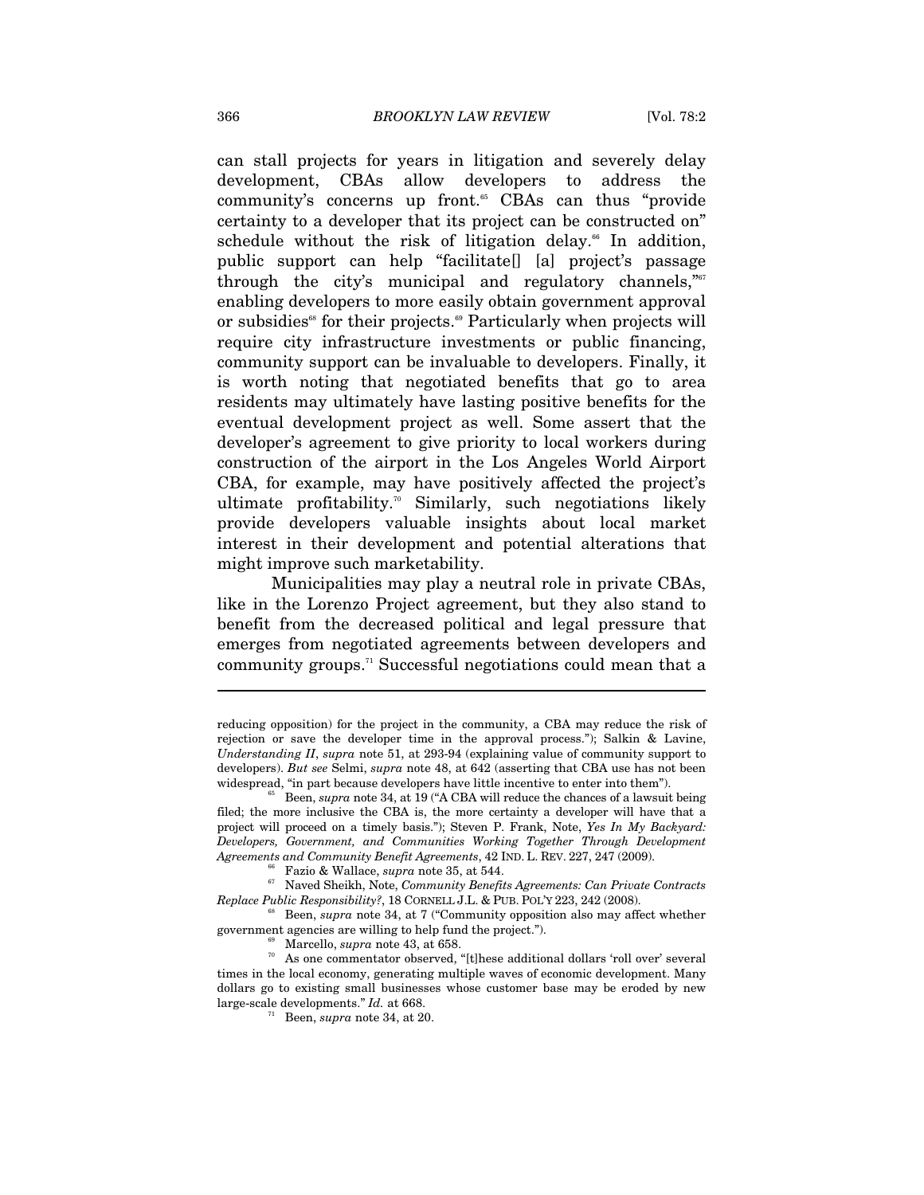can stall projects for years in litigation and severely delay development, CBAs allow developers to address the community's concerns up front.[65] CBAs can thus "provide certainty to a developer that its project can be constructed on" schedule without the risk of litigation delay.[66] In addition, public support can help "facilitate[] [a] project's passage through the city's municipal and regulatory channels,"[67] enabling developers to more easily obtain government approval or subsidies[68] for their projects.[69] Particularly when projects will require city infrastructure investments or public financing, community support can be invaluable to developers. Finally, it is worth noting that negotiated benefits that go to area residents may ultimately have lasting positive benefits for the eventual development project as well. Some assert that the developer's agreement to give priority to local workers during construction of the airport in the Los Angeles World Airport CBA, for example, may have positively affected the project's ultimate profitability.[70] Similarly, such negotiations likely provide developers valuable insights about local market interest in their development and potential alterations that might improve such marketability.

Municipalities may play a neutral role in private CBAs, like in the Lorenzo Project agreement, but they also stand to benefit from the decreased political and legal pressure that emerges from negotiated agreements between developers and community groups.[71] Successful negotiations could mean that a

---

reducing opposition) for the project in the community, a CBA may reduce the risk of rejection or save the developer time in the approval process."); Salkin & Lavine, *Understanding II*, *supra* note 51, at 293-94 (explaining value of community support to developers). *But see* Selmi, *supra* note 48, at 642 (asserting that CBA use has not been widespread, "in part because developers have little incentive to enter into them").

[65] Been, *supra* note 34, at 19 ("A CBA will reduce the chances of a lawsuit being filed; the more inclusive the CBA is, the more certainty a developer will have that a project will proceed on a timely basis."); Steven P. Frank, Note, *Yes In My Backyard: Developers, Government, and Communities Working Together Through Development Agreements and Community Benefit Agreements*, 42 IND. L. REV. 227, 247 (2009).

[66] Fazio & Wallace, *supra* note 35, at 544.

[67] Naved Sheikh, Note, *Community Benefits Agreements: Can Private Contracts Replace Public Responsibility?*, 18 CORNELL J.L. & PUB. POL'Y 223, 242 (2008).

[68] Been, *supra* note 34, at 7 ("Community opposition also may affect whether government agencies are willing to help fund the project.").

[69] Marcello, *supra* note 43, at 658.

[70] As one commentator observed, "[t]hese additional dollars 'roll over' several times in the local economy, generating multiple waves of economic development. Many dollars go to existing small businesses whose customer base may be eroded by new large-scale developments." *Id.* at 668.

[71] Been, *supra* note 34, at 20.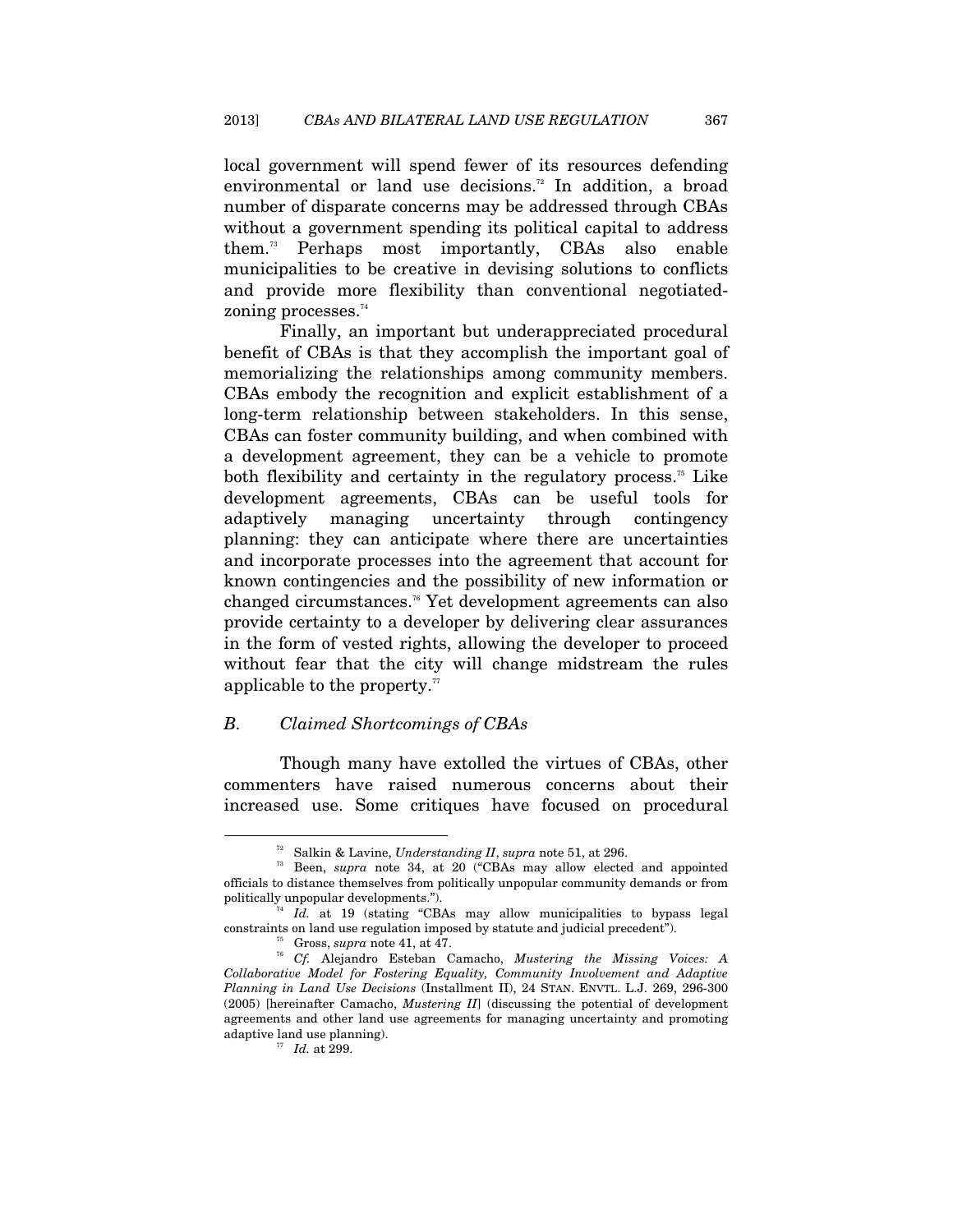local government will spend fewer of its resources defending environmental or land use decisions.[72] In addition, a broad number of disparate concerns may be addressed through CBAs without a government spending its political capital to address them.[73] Perhaps most importantly, CBAs also enable municipalities to be creative in devising solutions to conflicts and provide more flexibility than conventional negotiated-zoning processes.[74]

Finally, an important but underappreciated procedural benefit of CBAs is that they accomplish the important goal of memorializing the relationships among community members. CBAs embody the recognition and explicit establishment of a long-term relationship between stakeholders. In this sense, CBAs can foster community building, and when combined with a development agreement, they can be a vehicle to promote both flexibility and certainty in the regulatory process.[75] Like development agreements, CBAs can be useful tools for adaptively managing uncertainty through contingency planning: they can anticipate where there are uncertainties and incorporate processes into the agreement that account for known contingencies and the possibility of new information or changed circumstances.[76] Yet development agreements can also provide certainty to a developer by delivering clear assurances in the form of vested rights, allowing the developer to proceed without fear that the city will change midstream the rules applicable to the property.[77]

### *B. Claimed Shortcomings of CBAs*

Though many have extolled the virtues of CBAs, other commenters have raised numerous concerns about their increased use. Some critiques have focused on procedural

---

[72] Salkin & Lavine, *Understanding II*, *supra* note 51, at 296.

[73] Been, *supra* note 34, at 20 ("CBAs may allow elected and appointed officials to distance themselves from politically unpopular community demands or from politically unpopular developments.").

[74] *Id.* at 19 (stating "CBAs may allow municipalities to bypass legal constraints on land use regulation imposed by statute and judicial precedent").

[75] Gross, *supra* note 41, at 47.

[76] *Cf.* Alejandro Esteban Camacho, *Mustering the Missing Voices: A Collaborative Model for Fostering Equality, Community Involvement and Adaptive Planning in Land Use Decisions* (Installment II), 24 STAN. ENVTL. L.J. 269, 296-300 (2005) [hereinafter Camacho, *Mustering II*] (discussing the potential of development agreements and other land use agreements for managing uncertainty and promoting adaptive land use planning).

[77] *Id.* at 299.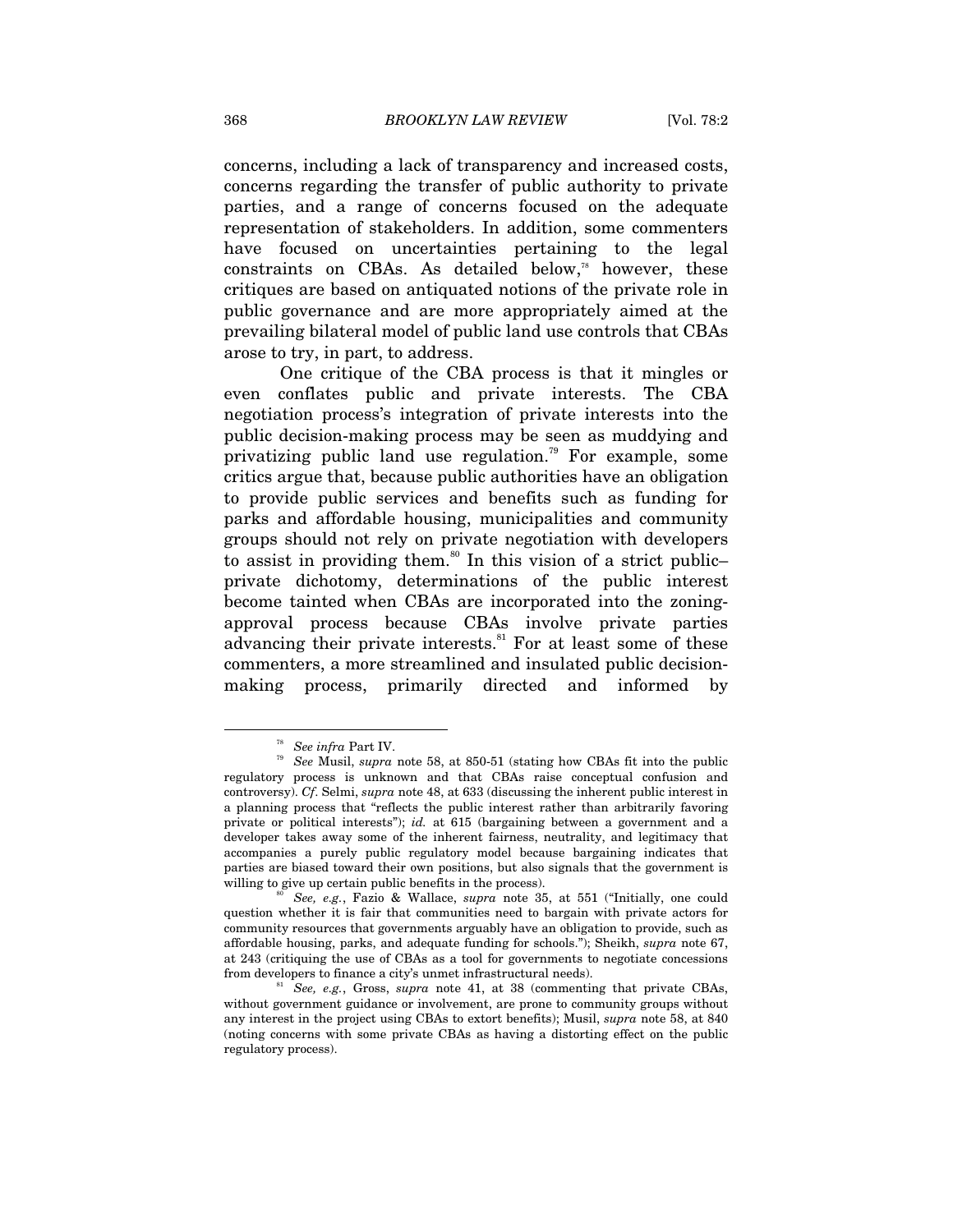concerns, including a lack of transparency and increased costs, concerns regarding the transfer of public authority to private parties, and a range of concerns focused on the adequate representation of stakeholders. In addition, some commenters have focused on uncertainties pertaining to the legal constraints on CBAs. As detailed below,[78] however, these critiques are based on antiquated notions of the private role in public governance and are more appropriately aimed at the prevailing bilateral model of public land use controls that CBAs arose to try, in part, to address.

One critique of the CBA process is that it mingles or even conflates public and private interests. The CBA negotiation process's integration of private interests into the public decision-making process may be seen as muddying and privatizing public land use regulation.[79] For example, some critics argue that, because public authorities have an obligation to provide public services and benefits such as funding for parks and affordable housing, municipalities and community groups should not rely on private negotiation with developers to assist in providing them.[80] In this vision of a strict public–private dichotomy, determinations of the public interest become tainted when CBAs are incorporated into the zoning-approval process because CBAs involve private parties advancing their private interests.[81] For at least some of these commenters, a more streamlined and insulated public decision-making process, primarily directed and informed by

---

[78] *See infra* Part IV.

[79] *See* Musil, *supra* note 58, at 850-51 (stating how CBAs fit into the public regulatory process is unknown and that CBAs raise conceptual confusion and controversy). *Cf*. Selmi, *supra* note 48, at 633 (discussing the inherent public interest in a planning process that "reflects the public interest rather than arbitrarily favoring private or political interests"); *id.* at 615 (bargaining between a government and a developer takes away some of the inherent fairness, neutrality, and legitimacy that accompanies a purely public regulatory model because bargaining indicates that parties are biased toward their own positions, but also signals that the government is willing to give up certain public benefits in the process).

[80] *See, e.g.*, Fazio & Wallace, *supra* note 35, at 551 ("Initially, one could question whether it is fair that communities need to bargain with private actors for community resources that governments arguably have an obligation to provide, such as affordable housing, parks, and adequate funding for schools."); Sheikh, *supra* note 67, at 243 (critiquing the use of CBAs as a tool for governments to negotiate concessions from developers to finance a city's unmet infrastructural needs).

[81] *See, e.g.*, Gross, *supra* note 41, at 38 (commenting that private CBAs, without government guidance or involvement, are prone to community groups without any interest in the project using CBAs to extort benefits); Musil, *supra* note 58, at 840 (noting concerns with some private CBAs as having a distorting effect on the public regulatory process).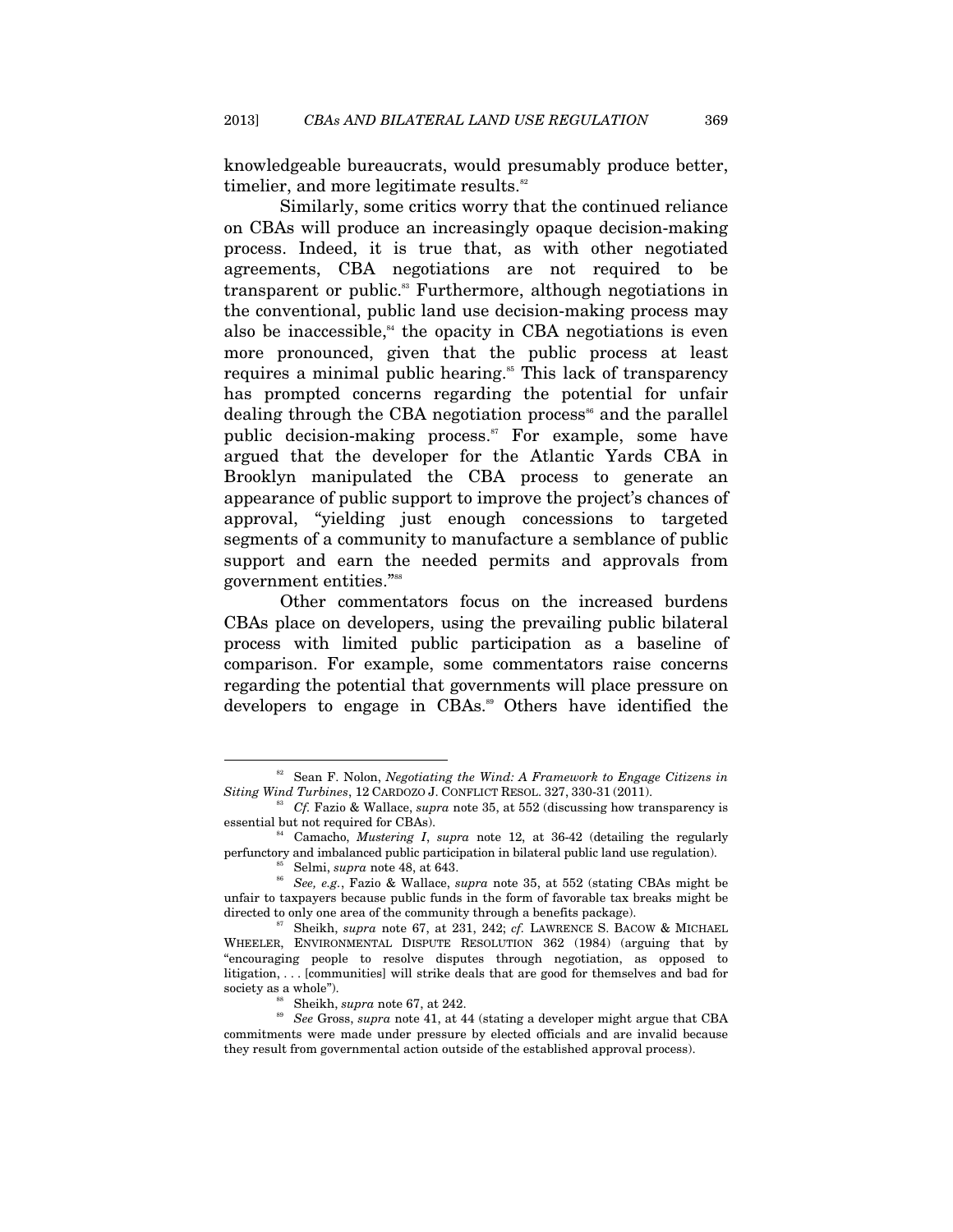knowledgeable bureaucrats, would presumably produce better, timelier, and more legitimate results.[82]

Similarly, some critics worry that the continued reliance on CBAs will produce an increasingly opaque decision-making process. Indeed, it is true that, as with other negotiated agreements, CBA negotiations are not required to be transparent or public.[83] Furthermore, although negotiations in the conventional, public land use decision-making process may also be inaccessible,[84] the opacity in CBA negotiations is even more pronounced, given that the public process at least requires a minimal public hearing.[85] This lack of transparency has prompted concerns regarding the potential for unfair dealing through the CBA negotiation process[86] and the parallel public decision-making process.[87] For example, some have argued that the developer for the Atlantic Yards CBA in Brooklyn manipulated the CBA process to generate an appearance of public support to improve the project's chances of approval, "yielding just enough concessions to targeted segments of a community to manufacture a semblance of public support and earn the needed permits and approvals from government entities."[88]

Other commentators focus on the increased burdens CBAs place on developers, using the prevailing public bilateral process with limited public participation as a baseline of comparison. For example, some commentators raise concerns regarding the potential that governments will place pressure on developers to engage in CBAs.[89] Others have identified the

---

[82] Sean F. Nolon, *Negotiating the Wind: A Framework to Engage Citizens in Siting Wind Turbines*, 12 CARDOZO J. CONFLICT RESOL. 327, 330-31 (2011).

[83] *Cf.* Fazio & Wallace, *supra* note 35, at 552 (discussing how transparency is essential but not required for CBAs).

[84] Camacho, *Mustering I*, *supra* note 12, at 36-42 (detailing the regularly perfunctory and imbalanced public participation in bilateral public land use regulation).

[85] Selmi, *supra* note 48, at 643.

[86] *See, e.g.*, Fazio & Wallace, *supra* note 35, at 552 (stating CBAs might be unfair to taxpayers because public funds in the form of favorable tax breaks might be directed to only one area of the community through a benefits package).

[87] Sheikh, *supra* note 67, at 231, 242; *cf.* LAWRENCE S. BACOW & MICHAEL WHEELER, ENVIRONMENTAL DISPUTE RESOLUTION 362 (1984) (arguing that by "encouraging people to resolve disputes through negotiation, as opposed to litigation, . . . [communities] will strike deals that are good for themselves and bad for society as a whole").

[88] Sheikh, *supra* note 67, at 242.

[89] *See* Gross, *supra* note 41, at 44 (stating a developer might argue that CBA commitments were made under pressure by elected officials and are invalid because they result from governmental action outside of the established approval process).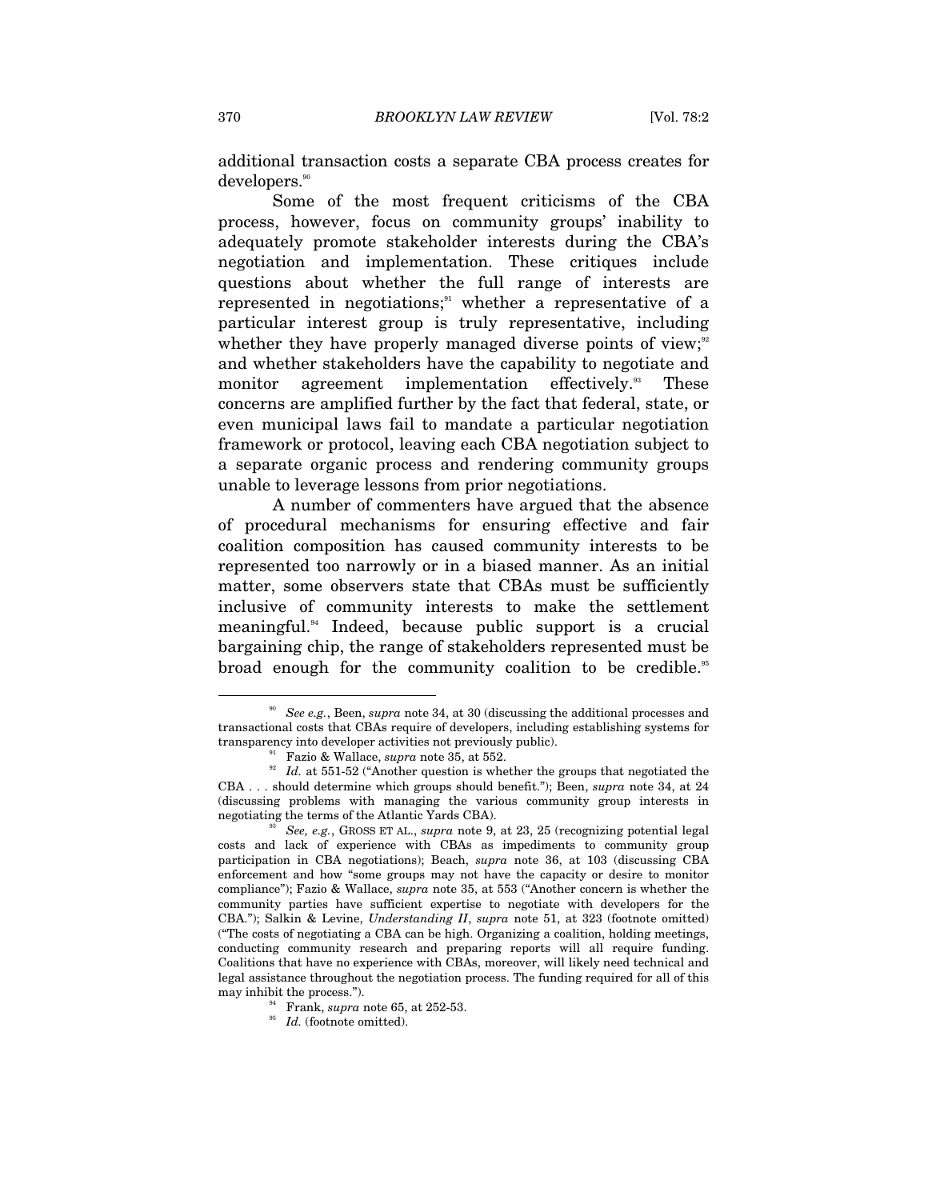additional transaction costs a separate CBA process creates for developers.[90]

Some of the most frequent criticisms of the CBA process, however, focus on community groups' inability to adequately promote stakeholder interests during the CBA's negotiation and implementation. These critiques include questions about whether the full range of interests are represented in negotiations;[91] whether a representative of a particular interest group is truly representative, including whether they have properly managed diverse points of view;[92] and whether stakeholders have the capability to negotiate and monitor agreement implementation effectively.[93] These concerns are amplified further by the fact that federal, state, or even municipal laws fail to mandate a particular negotiation framework or protocol, leaving each CBA negotiation subject to a separate organic process and rendering community groups unable to leverage lessons from prior negotiations.

A number of commenters have argued that the absence of procedural mechanisms for ensuring effective and fair coalition composition has caused community interests to be represented too narrowly or in a biased manner. As an initial matter, some observers state that CBAs must be sufficiently inclusive of community interests to make the settlement meaningful.[94] Indeed, because public support is a crucial bargaining chip, the range of stakeholders represented must be broad enough for the community coalition to be credible.[95]

---

[90] *See e.g.*, Been, *supra* note 34, at 30 (discussing the additional processes and transactional costs that CBAs require of developers, including establishing systems for transparency into developer activities not previously public).

[91] Fazio & Wallace, *supra* note 35, at 552.

[92] *Id.* at 551-52 ("Another question is whether the groups that negotiated the CBA . . . should determine which groups should benefit."); Been, *supra* note 34, at 24 (discussing problems with managing the various community group interests in negotiating the terms of the Atlantic Yards CBA).

[93] *See, e.g.*, GROSS ET AL., *supra* note 9, at 23, 25 (recognizing potential legal costs and lack of experience with CBAs as impediments to community group participation in CBA negotiations); Beach, *supra* note 36, at 103 (discussing CBA enforcement and how "some groups may not have the capacity or desire to monitor compliance"); Fazio & Wallace, *supra* note 35, at 553 ("Another concern is whether the community parties have sufficient expertise to negotiate with developers for the CBA."); Salkin & Levine, *Understanding II*, *supra* note 51, at 323 (footnote omitted) ("The costs of negotiating a CBA can be high. Organizing a coalition, holding meetings, conducting community research and preparing reports will all require funding. Coalitions that have no experience with CBAs, moreover, will likely need technical and legal assistance throughout the negotiation process. The funding required for all of this may inhibit the process.").

[94] Frank, *supra* note 65, at 252-53.

[95] *Id.* (footnote omitted).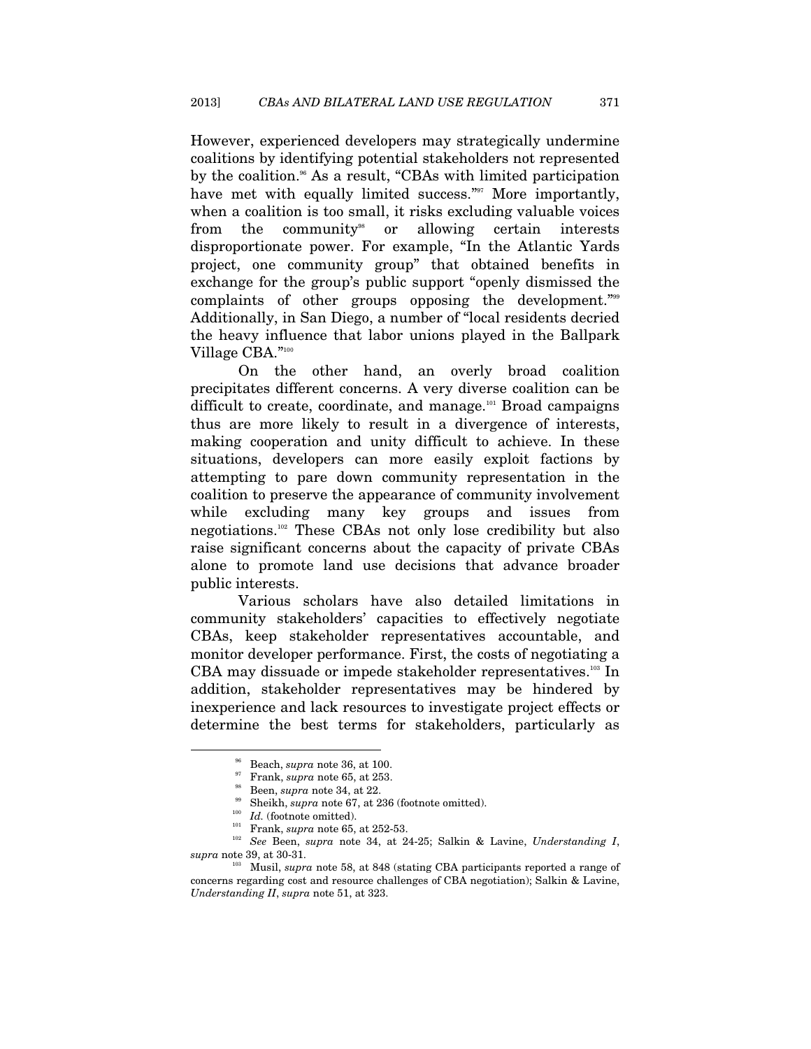However, experienced developers may strategically undermine coalitions by identifying potential stakeholders not represented by the coalition.[96] As a result, "CBAs with limited participation have met with equally limited success."[97] More importantly, when a coalition is too small, it risks excluding valuable voices from the community[98] or allowing certain interests disproportionate power. For example, "In the Atlantic Yards project, one community group" that obtained benefits in exchange for the group's public support "openly dismissed the complaints of other groups opposing the development."[99] Additionally, in San Diego, a number of "local residents decried the heavy influence that labor unions played in the Ballpark Village CBA."[100]

On the other hand, an overly broad coalition precipitates different concerns. A very diverse coalition can be difficult to create, coordinate, and manage.[101] Broad campaigns thus are more likely to result in a divergence of interests, making cooperation and unity difficult to achieve. In these situations, developers can more easily exploit factions by attempting to pare down community representation in the coalition to preserve the appearance of community involvement while excluding many key groups and issues from negotiations.[102] These CBAs not only lose credibility but also raise significant concerns about the capacity of private CBAs alone to promote land use decisions that advance broader public interests.

Various scholars have also detailed limitations in community stakeholders' capacities to effectively negotiate CBAs, keep stakeholder representatives accountable, and monitor developer performance. First, the costs of negotiating a CBA may dissuade or impede stakeholder representatives.[103] In addition, stakeholder representatives may be hindered by inexperience and lack resources to investigate project effects or determine the best terms for stakeholders, particularly as

---

[96] Beach, *supra* note 36, at 100.

[97] Frank, *supra* note 65, at 253.

[98] Been, *supra* note 34, at 22.

[99] Sheikh, *supra* note 67, at 236 (footnote omitted).

[100] *Id.* (footnote omitted).

[101] Frank, *supra* note 65, at 252-53.

[102] *See* Been, *supra* note 34, at 24-25; Salkin & Lavine, *Understanding I*, *supra* note 39, at 30-31.

[103] Musil, *supra* note 58, at 848 (stating CBA participants reported a range of concerns regarding cost and resource challenges of CBA negotiation); Salkin & Lavine, *Understanding II*, *supra* note 51, at 323.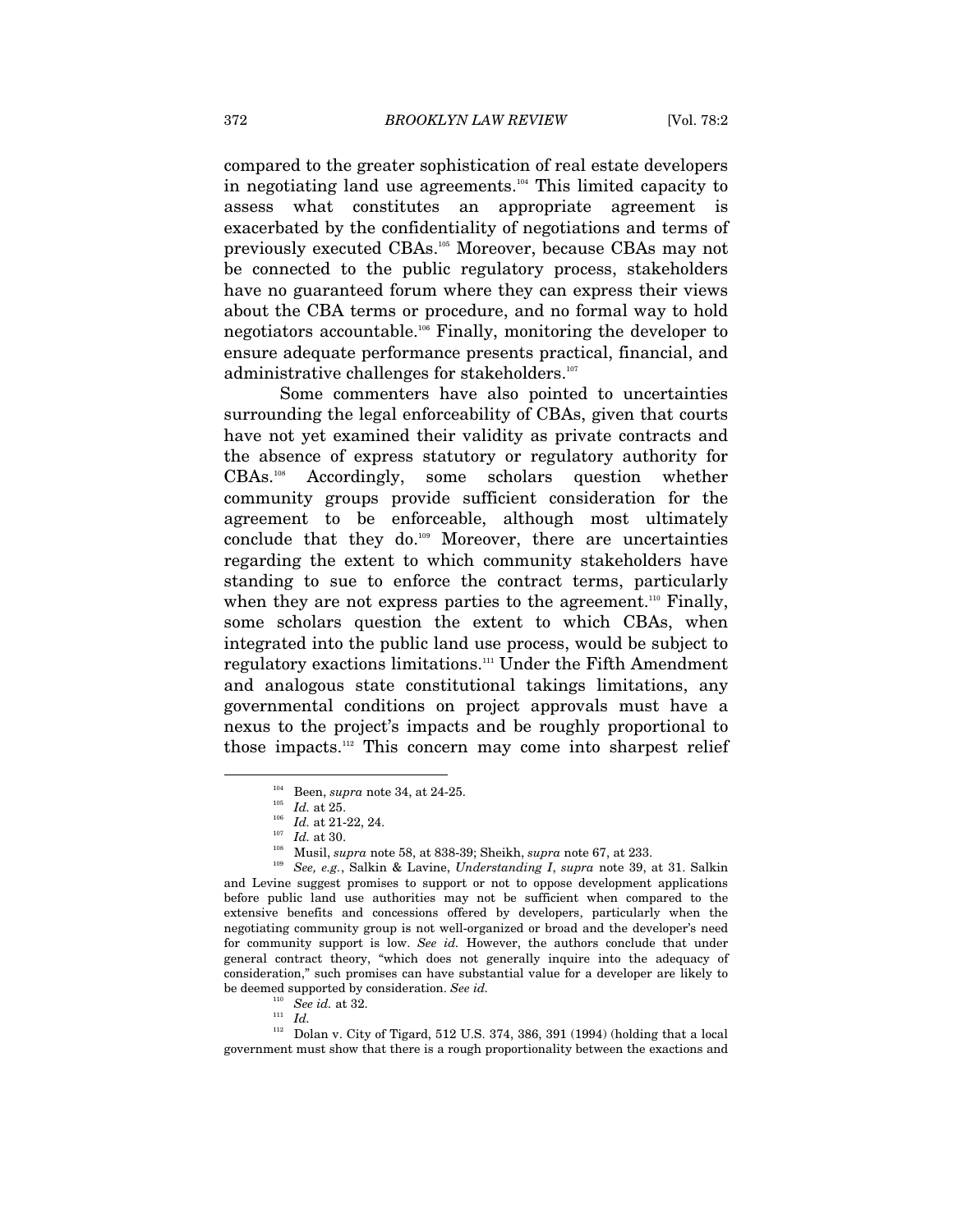compared to the greater sophistication of real estate developers in negotiating land use agreements.[104] This limited capacity to assess what constitutes an appropriate agreement is exacerbated by the confidentiality of negotiations and terms of previously executed CBAs.[105] Moreover, because CBAs may not be connected to the public regulatory process, stakeholders have no guaranteed forum where they can express their views about the CBA terms or procedure, and no formal way to hold negotiators accountable.[106] Finally, monitoring the developer to ensure adequate performance presents practical, financial, and administrative challenges for stakeholders.[107]

Some commenters have also pointed to uncertainties surrounding the legal enforceability of CBAs, given that courts have not yet examined their validity as private contracts and the absence of express statutory or regulatory authority for CBAs.[108] Accordingly, some scholars question whether community groups provide sufficient consideration for the agreement to be enforceable, although most ultimately conclude that they do.[109] Moreover, there are uncertainties regarding the extent to which community stakeholders have standing to sue to enforce the contract terms, particularly when they are not express parties to the agreement.[110] Finally, some scholars question the extent to which CBAs, when integrated into the public land use process, would be subject to regulatory exactions limitations.[111] Under the Fifth Amendment and analogous state constitutional takings limitations, any governmental conditions on project approvals must have a nexus to the project's impacts and be roughly proportional to those impacts.[112] This concern may come into sharpest relief

---

[104] Been, *supra* note 34, at 24-25.

[105] *Id.* at 25.

[106] *Id.* at 21-22, 24.

[107] *Id.* at 30.

[108] Musil, *supra* note 58, at 838-39; Sheikh, *supra* note 67, at 233.

[109] *See, e.g.*, Salkin & Lavine, *Understanding I*, *supra* note 39, at 31. Salkin and Levine suggest promises to support or not to oppose development applications before public land use authorities may not be sufficient when compared to the extensive benefits and concessions offered by developers, particularly when the negotiating community group is not well-organized or broad and the developer's need for community support is low. *See id.* However, the authors conclude that under general contract theory, "which does not generally inquire into the adequacy of consideration," such promises can have substantial value for a developer are likely to be deemed supported by consideration. *See id.*

[110] *See id.* at 32.

[111] *Id.*

[112] Dolan v. City of Tigard, 512 U.S. 374, 386, 391 (1994) (holding that a local government must show that there is a rough proportionality between the exactions and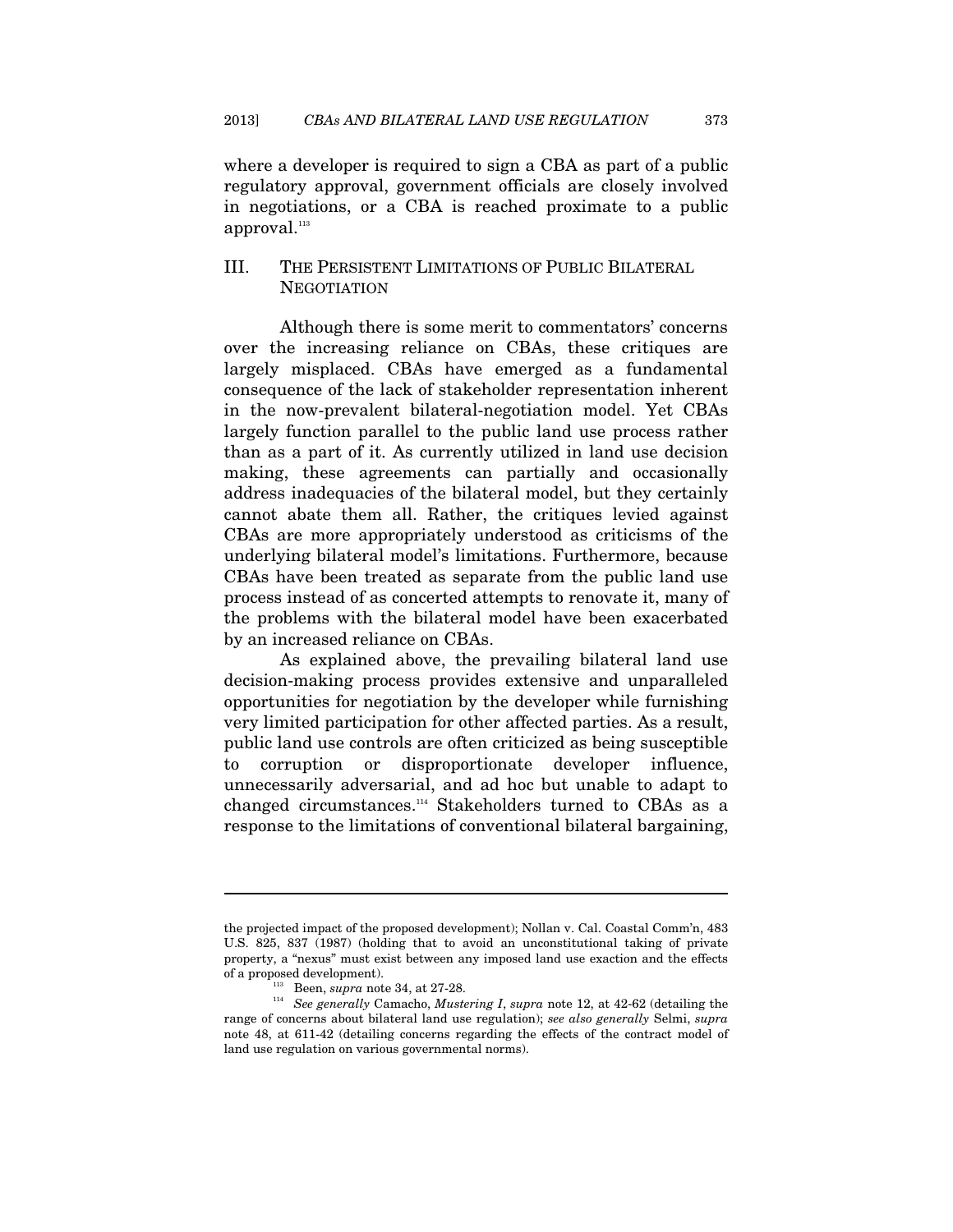where a developer is required to sign a CBA as part of a public regulatory approval, government officials are closely involved in negotiations, or a CBA is reached proximate to a public approval.[113]

## III. THE PERSISTENT LIMITATIONS OF PUBLIC BILATERAL NEGOTIATION

Although there is some merit to commentators' concerns over the increasing reliance on CBAs, these critiques are largely misplaced. CBAs have emerged as a fundamental consequence of the lack of stakeholder representation inherent in the now-prevalent bilateral-negotiation model. Yet CBAs largely function parallel to the public land use process rather than as a part of it. As currently utilized in land use decision making, these agreements can partially and occasionally address inadequacies of the bilateral model, but they certainly cannot abate them all. Rather, the critiques levied against CBAs are more appropriately understood as criticisms of the underlying bilateral model's limitations. Furthermore, because CBAs have been treated as separate from the public land use process instead of as concerted attempts to renovate it, many of the problems with the bilateral model have been exacerbated by an increased reliance on CBAs.

As explained above, the prevailing bilateral land use decision-making process provides extensive and unparalleled opportunities for negotiation by the developer while furnishing very limited participation for other affected parties. As a result, public land use controls are often criticized as being susceptible to corruption or disproportionate developer influence, unnecessarily adversarial, and ad hoc but unable to adapt to changed circumstances.[114] Stakeholders turned to CBAs as a response to the limitations of conventional bilateral bargaining,

---

the projected impact of the proposed development); Nollan v. Cal. Coastal Comm'n, 483 U.S. 825, 837 (1987) (holding that to avoid an unconstitutional taking of private property, a "nexus" must exist between any imposed land use exaction and the effects of a proposed development).

[113] Been, *supra* note 34, at 27-28.

[114] *See generally* Camacho, *Mustering I*, *supra* note 12, at 42-62 (detailing the range of concerns about bilateral land use regulation); *see also generally* Selmi, *supra* note 48, at 611-42 (detailing concerns regarding the effects of the contract model of land use regulation on various governmental norms).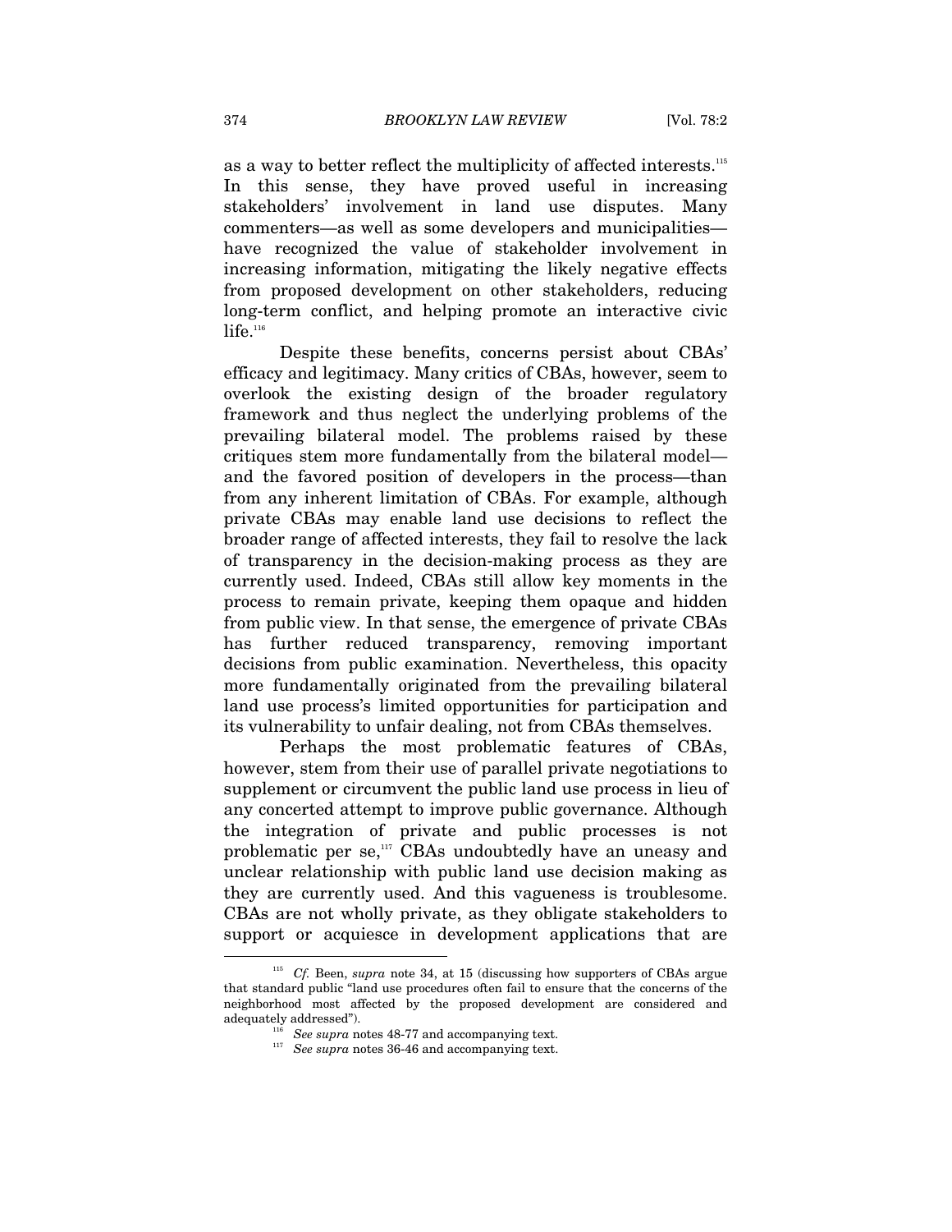as a way to better reflect the multiplicity of affected interests.[115] In this sense, they have proved useful in increasing stakeholders' involvement in land use disputes. Many commenters—as well as some developers and municipalities—have recognized the value of stakeholder involvement in increasing information, mitigating the likely negative effects from proposed development on other stakeholders, reducing long-term conflict, and helping promote an interactive civic life.[116]

Despite these benefits, concerns persist about CBAs' efficacy and legitimacy. Many critics of CBAs, however, seem to overlook the existing design of the broader regulatory framework and thus neglect the underlying problems of the prevailing bilateral model. The problems raised by these critiques stem more fundamentally from the bilateral model—and the favored position of developers in the process—than from any inherent limitation of CBAs. For example, although private CBAs may enable land use decisions to reflect the broader range of affected interests, they fail to resolve the lack of transparency in the decision-making process as they are currently used. Indeed, CBAs still allow key moments in the process to remain private, keeping them opaque and hidden from public view. In that sense, the emergence of private CBAs has further reduced transparency, removing important decisions from public examination. Nevertheless, this opacity more fundamentally originated from the prevailing bilateral land use process's limited opportunities for participation and its vulnerability to unfair dealing, not from CBAs themselves.

Perhaps the most problematic features of CBAs, however, stem from their use of parallel private negotiations to supplement or circumvent the public land use process in lieu of any concerted attempt to improve public governance. Although the integration of private and public processes is not problematic per se,[117] CBAs undoubtedly have an uneasy and unclear relationship with public land use decision making as they are currently used. And this vagueness is troublesome. CBAs are not wholly private, as they obligate stakeholders to support or acquiesce in development applications that are

---

[115] *Cf.* Been, *supra* note 34, at 15 (discussing how supporters of CBAs argue that standard public "land use procedures often fail to ensure that the concerns of the neighborhood most affected by the proposed development are considered and adequately addressed").

[116] *See supra* notes 48-77 and accompanying text.

[117] *See supra* notes 36-46 and accompanying text.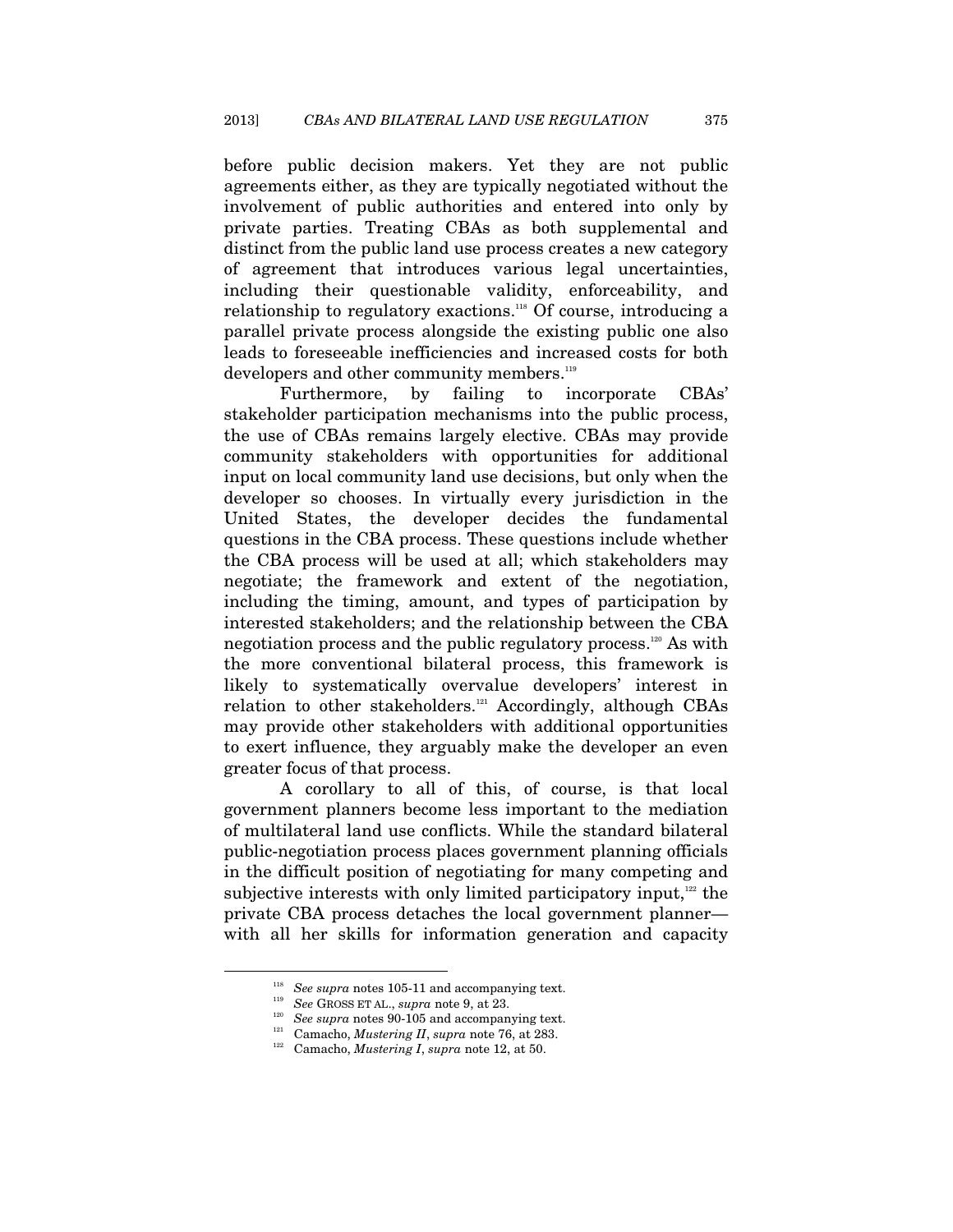before public decision makers. Yet they are not public agreements either, as they are typically negotiated without the involvement of public authorities and entered into only by private parties. Treating CBAs as both supplemental and distinct from the public land use process creates a new category of agreement that introduces various legal uncertainties, including their questionable validity, enforceability, and relationship to regulatory exactions.[118] Of course, introducing a parallel private process alongside the existing public one also leads to foreseeable inefficiencies and increased costs for both developers and other community members.[119]

Furthermore, by failing to incorporate CBAs' stakeholder participation mechanisms into the public process, the use of CBAs remains largely elective. CBAs may provide community stakeholders with opportunities for additional input on local community land use decisions, but only when the developer so chooses. In virtually every jurisdiction in the United States, the developer decides the fundamental questions in the CBA process. These questions include whether the CBA process will be used at all; which stakeholders may negotiate; the framework and extent of the negotiation, including the timing, amount, and types of participation by interested stakeholders; and the relationship between the CBA negotiation process and the public regulatory process.[120] As with the more conventional bilateral process, this framework is likely to systematically overvalue developers' interest in relation to other stakeholders.[121] Accordingly, although CBAs may provide other stakeholders with additional opportunities to exert influence, they arguably make the developer an even greater focus of that process.

A corollary to all of this, of course, is that local government planners become less important to the mediation of multilateral land use conflicts. While the standard bilateral public-negotiation process places government planning officials in the difficult position of negotiating for many competing and subjective interests with only limited participatory input,[122] the private CBA process detaches the local government planner—with all her skills for information generation and capacity

---

[118] *See supra* notes 105-11 and accompanying text.

[119] *See* GROSS ET AL., *supra* note 9, at 23.

[120] *See supra* notes 90-105 and accompanying text.

[121] Camacho, *Mustering II*, *supra* note 76, at 283.

[122] Camacho, *Mustering I*, *supra* note 12, at 50.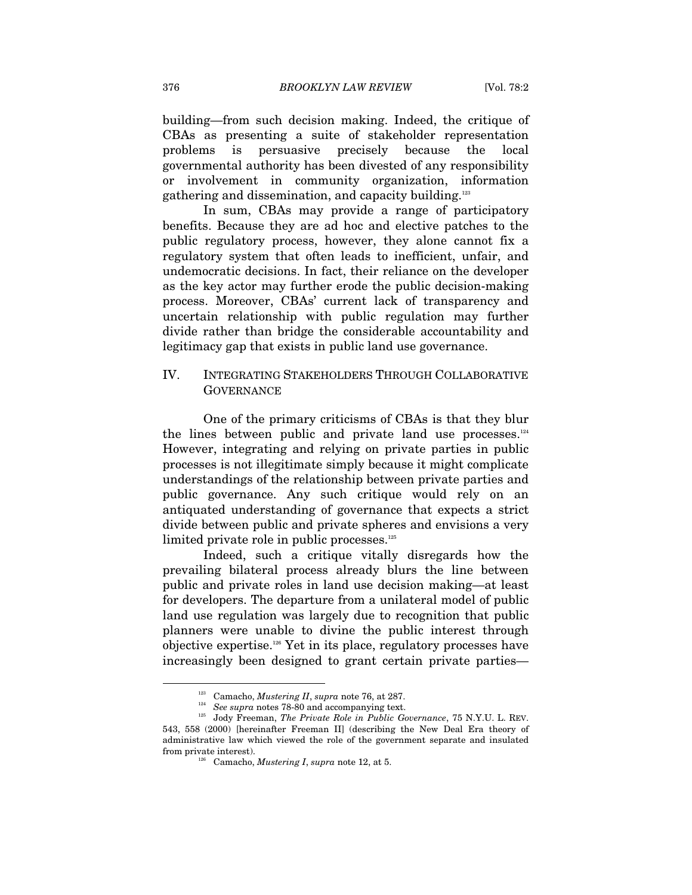building—from such decision making. Indeed, the critique of CBAs as presenting a suite of stakeholder representation problems is persuasive precisely because the local governmental authority has been divested of any responsibility or involvement in community organization, information gathering and dissemination, and capacity building.[123]

In sum, CBAs may provide a range of participatory benefits. Because they are ad hoc and elective patches to the public regulatory process, however, they alone cannot fix a regulatory system that often leads to inefficient, unfair, and undemocratic decisions. In fact, their reliance on the developer as the key actor may further erode the public decision-making process. Moreover, CBAs' current lack of transparency and uncertain relationship with public regulation may further divide rather than bridge the considerable accountability and legitimacy gap that exists in public land use governance.

## IV. INTEGRATING STAKEHOLDERS THROUGH COLLABORATIVE GOVERNANCE

One of the primary criticisms of CBAs is that they blur the lines between public and private land use processes.[124] However, integrating and relying on private parties in public processes is not illegitimate simply because it might complicate understandings of the relationship between private parties and public governance. Any such critique would rely on an antiquated understanding of governance that expects a strict divide between public and private spheres and envisions a very limited private role in public processes.[125]

Indeed, such a critique vitally disregards how the prevailing bilateral process already blurs the line between public and private roles in land use decision making—at least for developers. The departure from a unilateral model of public land use regulation was largely due to recognition that public planners were unable to divine the public interest through objective expertise.[126] Yet in its place, regulatory processes have increasingly been designed to grant certain private parties—

---

[123] Camacho, *Mustering II*, *supra* note 76, at 287.

[124] *See supra* notes 78-80 and accompanying text.

[125] Jody Freeman, *The Private Role in Public Governance*, 75 N.Y.U. L. REV. 543, 558 (2000) [hereinafter Freeman II] (describing the New Deal Era theory of administrative law which viewed the role of the government separate and insulated from private interest).

[126] Camacho, *Mustering I*, *supra* note 12, at 5.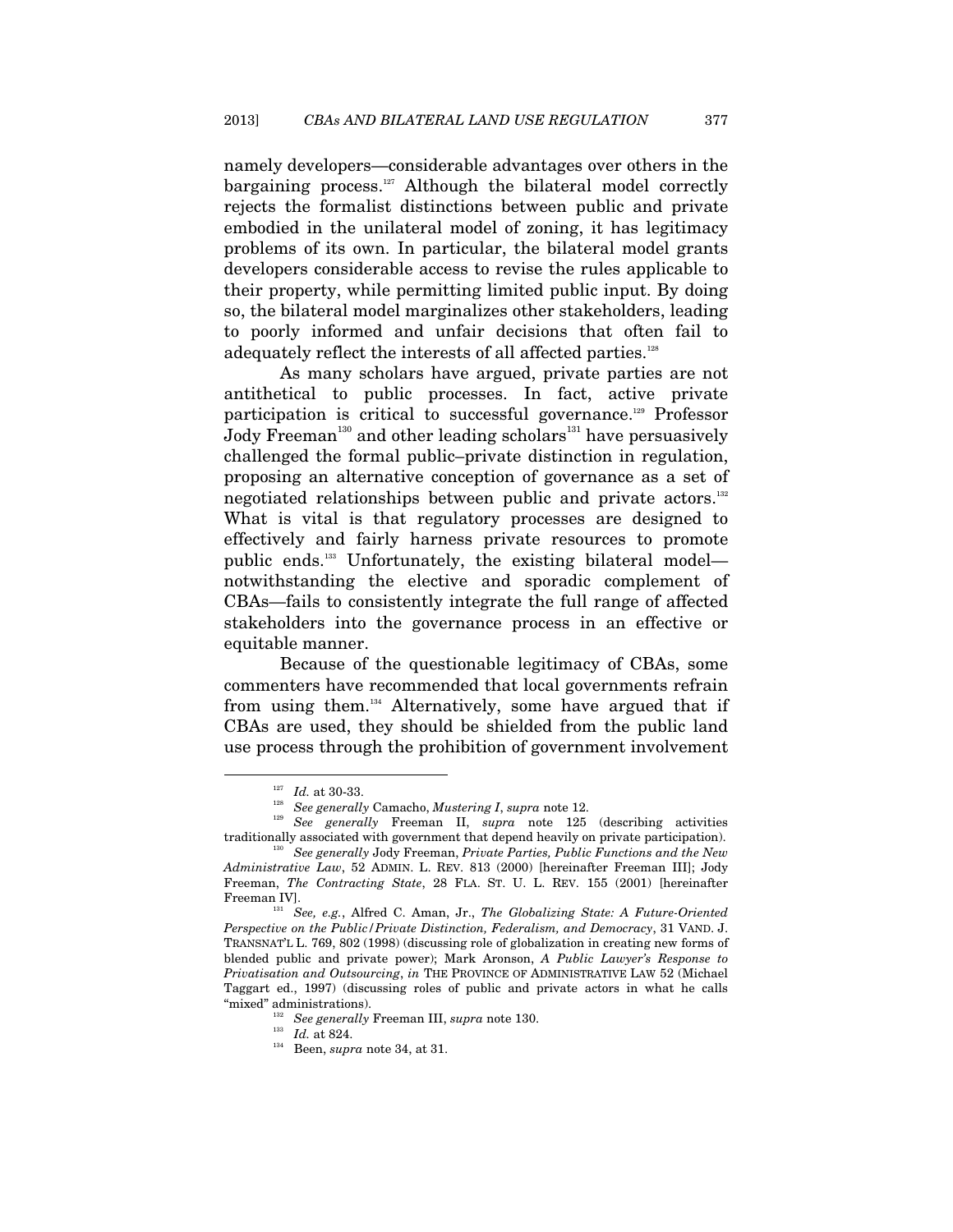namely developers—considerable advantages over others in the bargaining process.[127] Although the bilateral model correctly rejects the formalist distinctions between public and private embodied in the unilateral model of zoning, it has legitimacy problems of its own. In particular, the bilateral model grants developers considerable access to revise the rules applicable to their property, while permitting limited public input. By doing so, the bilateral model marginalizes other stakeholders, leading to poorly informed and unfair decisions that often fail to adequately reflect the interests of all affected parties.[128]

As many scholars have argued, private parties are not antithetical to public processes. In fact, active private participation is critical to successful governance.[129] Professor Jody Freeman[130] and other leading scholars[131] have persuasively challenged the formal public–private distinction in regulation, proposing an alternative conception of governance as a set of negotiated relationships between public and private actors.[132] What is vital is that regulatory processes are designed to effectively and fairly harness private resources to promote public ends.[133] Unfortunately, the existing bilateral model—notwithstanding the elective and sporadic complement of CBAs—fails to consistently integrate the full range of affected stakeholders into the governance process in an effective or equitable manner.

Because of the questionable legitimacy of CBAs, some commenters have recommended that local governments refrain from using them.[134] Alternatively, some have argued that if CBAs are used, they should be shielded from the public land use process through the prohibition of government involvement

---

[127] *Id.* at 30-33.

[128] *See generally* Camacho, *Mustering I*, *supra* note 12.

[129] *See generally* Freeman II, *supra* note 125 (describing activities traditionally associated with government that depend heavily on private participation).

[130] *See generally* Jody Freeman, *Private Parties, Public Functions and the New Administrative Law*, 52 ADMIN. L. REV. 813 (2000) [hereinafter Freeman III]; Jody Freeman, *The Contracting State*, 28 FLA. ST. U. L. REV. 155 (2001) [hereinafter Freeman IV].

[131] *See, e.g.*, Alfred C. Aman, Jr., *The Globalizing State: A Future-Oriented Perspective on the Public/Private Distinction, Federalism, and Democracy*, 31 VAND. J. TRANSNAT'L L. 769, 802 (1998) (discussing role of globalization in creating new forms of blended public and private power); Mark Aronson, *A Public Lawyer's Response to Privatisation and Outsourcing*, *in* THE PROVINCE OF ADMINISTRATIVE LAW 52 (Michael Taggart ed., 1997) (discussing roles of public and private actors in what he calls "mixed" administrations).

[132] *See generally* Freeman III, *supra* note 130.

[133] *Id.* at 824.

[134] Been, *supra* note 34, at 31.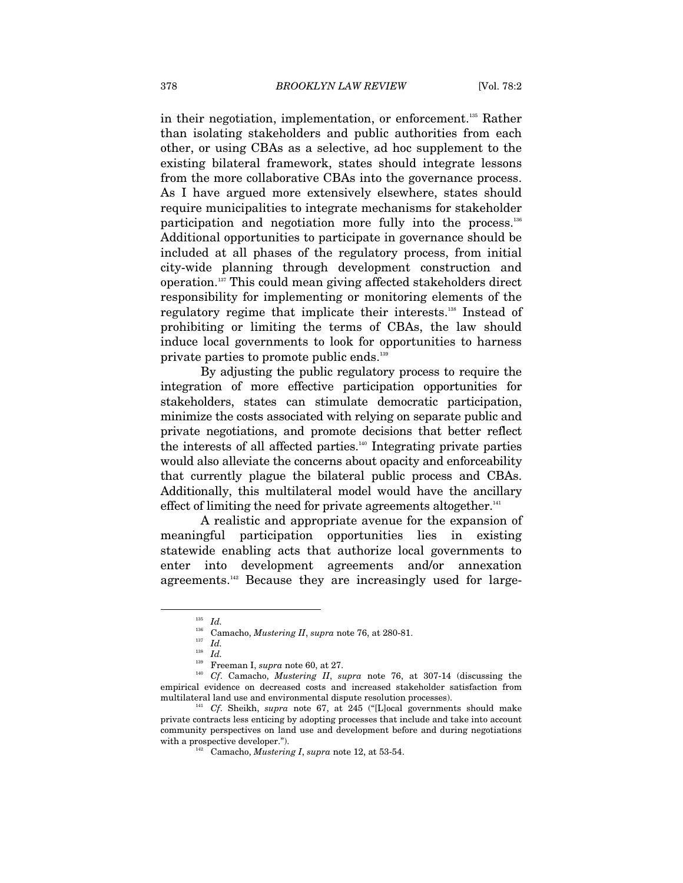in their negotiation, implementation, or enforcement.[135] Rather than isolating stakeholders and public authorities from each other, or using CBAs as a selective, ad hoc supplement to the existing bilateral framework, states should integrate lessons from the more collaborative CBAs into the governance process. As I have argued more extensively elsewhere, states should require municipalities to integrate mechanisms for stakeholder participation and negotiation more fully into the process.[136] Additional opportunities to participate in governance should be included at all phases of the regulatory process, from initial city-wide planning through development construction and operation.[137] This could mean giving affected stakeholders direct responsibility for implementing or monitoring elements of the regulatory regime that implicate their interests.[138] Instead of prohibiting or limiting the terms of CBAs, the law should induce local governments to look for opportunities to harness private parties to promote public ends.[139]

By adjusting the public regulatory process to require the integration of more effective participation opportunities for stakeholders, states can stimulate democratic participation, minimize the costs associated with relying on separate public and private negotiations, and promote decisions that better reflect the interests of all affected parties.[140] Integrating private parties would also alleviate the concerns about opacity and enforceability that currently plague the bilateral public process and CBAs. Additionally, this multilateral model would have the ancillary effect of limiting the need for private agreements altogether.[141]

A realistic and appropriate avenue for the expansion of meaningful participation opportunities lies in existing statewide enabling acts that authorize local governments to enter into development agreements and/or annexation agreements.[142] Because they are increasingly used for large-

---

[135] *Id.*

[136] Camacho, *Mustering II*, *supra* note 76, at 280-81.

[137] *Id.*

[138] *Id.*

[139] Freeman I, *supra* note 60, at 27.

[140] *Cf.* Camacho, *Mustering II*, *supra* note 76, at 307-14 (discussing the empirical evidence on decreased costs and increased stakeholder satisfaction from multilateral land use and environmental dispute resolution processes).

[141] *Cf.* Sheikh, *supra* note 67, at 245 ("[L]ocal governments should make private contracts less enticing by adopting processes that include and take into account community perspectives on land use and development before and during negotiations with a prospective developer.").

[142] Camacho, *Mustering I*, *supra* note 12, at 53-54.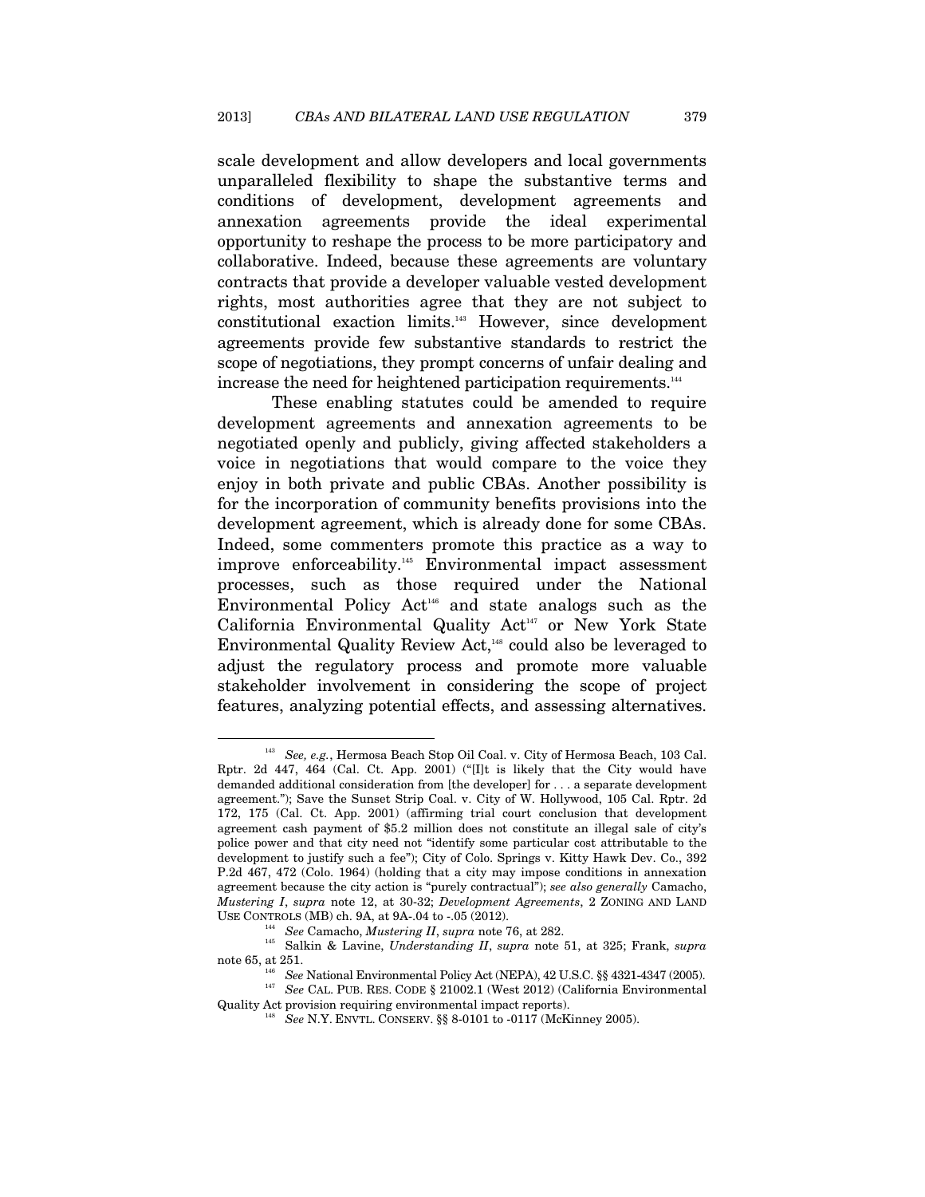scale development and allow developers and local governments unparalleled flexibility to shape the substantive terms and conditions of development, development agreements and annexation agreements provide the ideal experimental opportunity to reshape the process to be more participatory and collaborative. Indeed, because these agreements are voluntary contracts that provide a developer valuable vested development rights, most authorities agree that they are not subject to constitutional exaction limits.[143] However, since development agreements provide few substantive standards to restrict the scope of negotiations, they prompt concerns of unfair dealing and increase the need for heightened participation requirements.[144]

These enabling statutes could be amended to require development agreements and annexation agreements to be negotiated openly and publicly, giving affected stakeholders a voice in negotiations that would compare to the voice they enjoy in both private and public CBAs. Another possibility is for the incorporation of community benefits provisions into the development agreement, which is already done for some CBAs. Indeed, some commenters promote this practice as a way to improve enforceability.[145] Environmental impact assessment processes, such as those required under the National Environmental Policy Act[146] and state analogs such as the California Environmental Quality Act[147] or New York State Environmental Quality Review Act,[148] could also be leveraged to adjust the regulatory process and promote more valuable stakeholder involvement in considering the scope of project features, analyzing potential effects, and assessing alternatives.

---

[143] *See, e.g.*, Hermosa Beach Stop Oil Coal. v. City of Hermosa Beach, 103 Cal. Rptr. 2d 447, 464 (Cal. Ct. App. 2001) ("[I]t is likely that the City would have demanded additional consideration from [the developer] for . . . a separate development agreement."); Save the Sunset Strip Coal. v. City of W. Hollywood, 105 Cal. Rptr. 2d 172, 175 (Cal. Ct. App. 2001) (affirming trial court conclusion that development agreement cash payment of $5.2 million does not constitute an illegal sale of city's police power and that city need not "identify some particular cost attributable to the development to justify such a fee"); City of Colo. Springs v. Kitty Hawk Dev. Co., 392 P.2d 467, 472 (Colo. 1964) (holding that a city may impose conditions in annexation agreement because the city action is "purely contractual"); *see also generally* Camacho, *Mustering I*, *supra* note 12, at 30-32; *Development Agreements*, 2 ZONING AND LAND USE CONTROLS (MB) ch. 9A, at 9A-.04 to -.05 (2012).

[144] *See* Camacho, *Mustering II*, *supra* note 76, at 282.

[145] Salkin & Lavine, *Understanding II*, *supra* note 51, at 325; Frank, *supra* note 65, at 251.

[146] *See* National Environmental Policy Act (NEPA), 42 U.S.C. §§ 4321-4347 (2005).

[147] *See* CAL. PUB. RES. CODE § 21002.1 (West 2012) (California Environmental Quality Act provision requiring environmental impact reports).

[148] *See* N.Y. ENVTL. CONSERV. §§ 8-0101 to -0117 (McKinney 2005).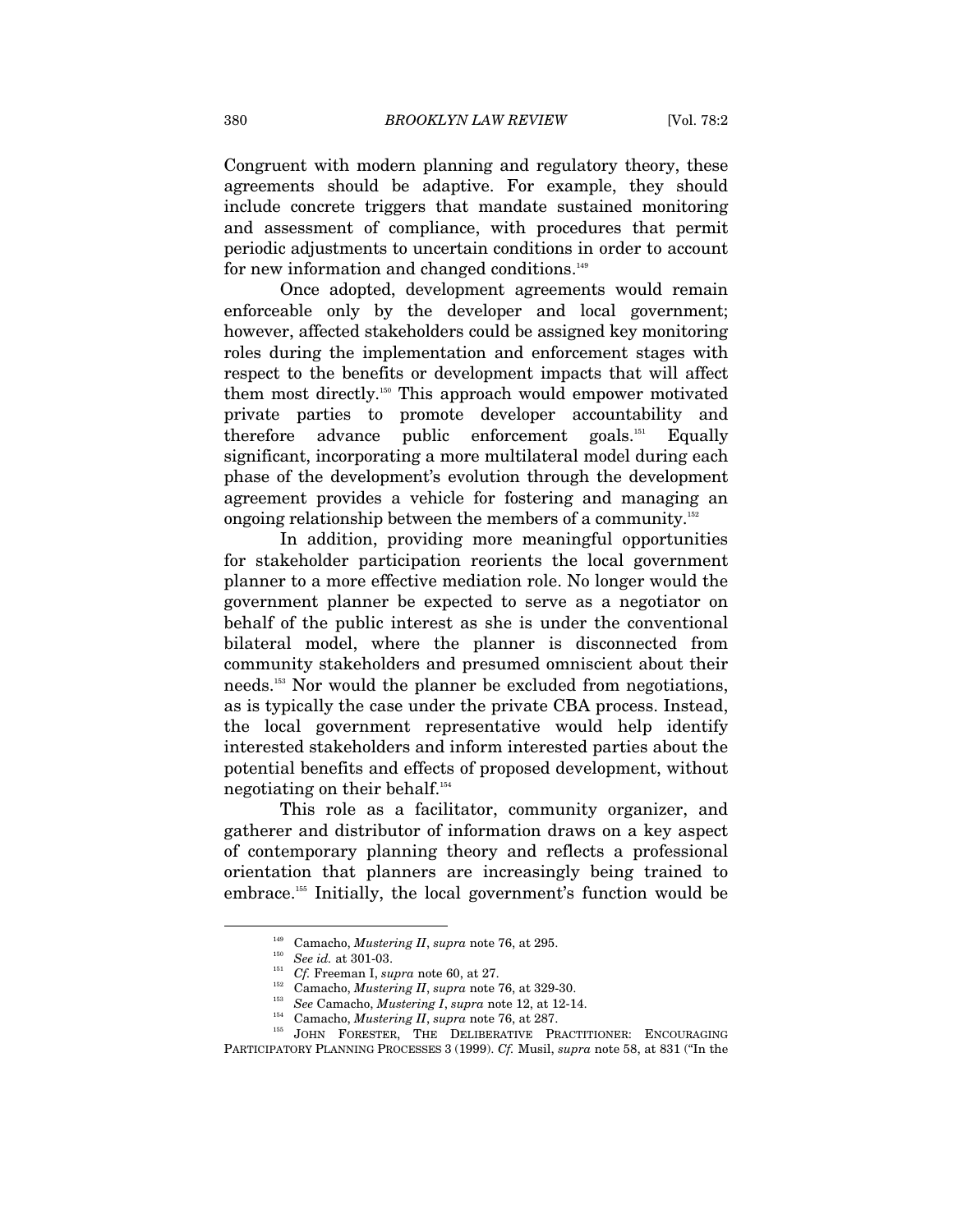Congruent with modern planning and regulatory theory, these agreements should be adaptive. For example, they should include concrete triggers that mandate sustained monitoring and assessment of compliance, with procedures that permit periodic adjustments to uncertain conditions in order to account for new information and changed conditions.[149]

Once adopted, development agreements would remain enforceable only by the developer and local government; however, affected stakeholders could be assigned key monitoring roles during the implementation and enforcement stages with respect to the benefits or development impacts that will affect them most directly.[150] This approach would empower motivated private parties to promote developer accountability and therefore advance public enforcement goals.[151] Equally significant, incorporating a more multilateral model during each phase of the development's evolution through the development agreement provides a vehicle for fostering and managing an ongoing relationship between the members of a community.[152]

In addition, providing more meaningful opportunities for stakeholder participation reorients the local government planner to a more effective mediation role. No longer would the government planner be expected to serve as a negotiator on behalf of the public interest as she is under the conventional bilateral model, where the planner is disconnected from community stakeholders and presumed omniscient about their needs.[153] Nor would the planner be excluded from negotiations, as is typically the case under the private CBA process. Instead, the local government representative would help identify interested stakeholders and inform interested parties about the potential benefits and effects of proposed development, without negotiating on their behalf.[154]

This role as a facilitator, community organizer, and gatherer and distributor of information draws on a key aspect of contemporary planning theory and reflects a professional orientation that planners are increasingly being trained to embrace.[155] Initially, the local government's function would be

---

[149] Camacho, *Mustering II*, *supra* note 76, at 295.

[150] *See id.* at 301-03.

[151] *Cf.* Freeman I, *supra* note 60, at 27.

[152] Camacho, *Mustering II*, *supra* note 76, at 329-30.

[153] *See* Camacho, *Mustering I*, *supra* note 12, at 12-14.

[154] Camacho, *Mustering II*, *supra* note 76, at 287.

[155] JOHN FORESTER, THE DELIBERATIVE PRACTITIONER: ENCOURAGING PARTICIPATORY PLANNING PROCESSES 3 (1999). *Cf.* Musil, *supra* note 58, at 831 ("In the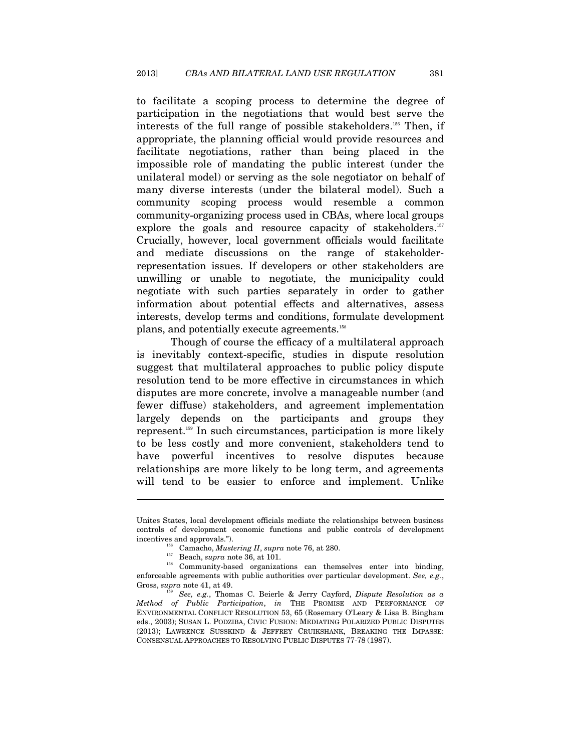to facilitate a scoping process to determine the degree of participation in the negotiations that would best serve the interests of the full range of possible stakeholders.[156] Then, if appropriate, the planning official would provide resources and facilitate negotiations, rather than being placed in the impossible role of mandating the public interest (under the unilateral model) or serving as the sole negotiator on behalf of many diverse interests (under the bilateral model). Such a community scoping process would resemble a common community-organizing process used in CBAs, where local groups explore the goals and resource capacity of stakeholders.[157] Crucially, however, local government officials would facilitate and mediate discussions on the range of stakeholder-representation issues. If developers or other stakeholders are unwilling or unable to negotiate, the municipality could negotiate with such parties separately in order to gather information about potential effects and alternatives, assess interests, develop terms and conditions, formulate development plans, and potentially execute agreements.[158]

Though of course the efficacy of a multilateral approach is inevitably context-specific, studies in dispute resolution suggest that multilateral approaches to public policy dispute resolution tend to be more effective in circumstances in which disputes are more concrete, involve a manageable number (and fewer diffuse) stakeholders, and agreement implementation largely depends on the participants and groups they represent.[159] In such circumstances, participation is more likely to be less costly and more convenient, stakeholders tend to have powerful incentives to resolve disputes because relationships are more likely to be long term, and agreements will tend to be easier to enforce and implement. Unlike

---

Unites States, local development officials mediate the relationships between business controls of development economic functions and public controls of development incentives and approvals.").

[156] Camacho, *Mustering II*, *supra* note 76, at 280.

[157] Beach, *supra* note 36, at 101.

[158] Community-based organizations can themselves enter into binding, enforceable agreements with public authorities over particular development. *See, e.g.*, Gross, *supra* note 41, at 49.

[159] *See, e.g.*, Thomas C. Beierle & Jerry Cayford, *Dispute Resolution as a Method of Public Participation*, *in* THE PROMISE AND PERFORMANCE OF ENVIRONMENTAL CONFLICT RESOLUTION 53, 65 (Rosemary O'Leary & Lisa B. Bingham eds., 2003); SUSAN L. PODZIBA, CIVIC FUSION: MEDIATING POLARIZED PUBLIC DISPUTES (2013); LAWRENCE SUSSKIND & JEFFREY CRUIKSHANK, BREAKING THE IMPASSE: CONSENSUAL APPROACHES TO RESOLVING PUBLIC DISPUTES 77-78 (1987).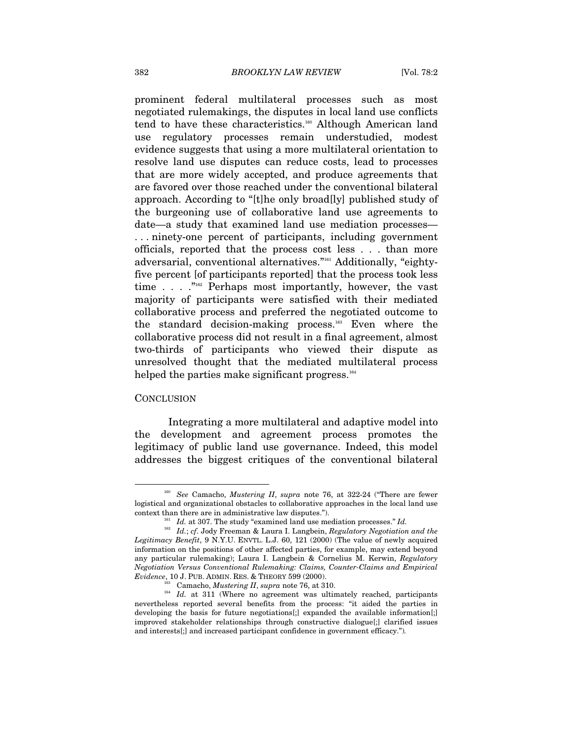prominent federal multilateral processes such as most negotiated rulemakings, the disputes in local land use conflicts tend to have these characteristics.[160] Although American land use regulatory processes remain understudied, modest evidence suggests that using a more multilateral orientation to resolve land use disputes can reduce costs, lead to processes that are more widely accepted, and produce agreements that are favored over those reached under the conventional bilateral approach. According to "[t]he only broad[ly] published study of the burgeoning use of collaborative land use agreements to date—a study that examined land use mediation processes— . . . ninety-one percent of participants, including government officials, reported that the process cost less . . . than more adversarial, conventional alternatives."[161] Additionally, "eighty-five percent [of participants reported] that the process took less time . . . ."[162] Perhaps most importantly, however, the vast majority of participants were satisfied with their mediated collaborative process and preferred the negotiated outcome to the standard decision-making process.[163] Even where the collaborative process did not result in a final agreement, almost two-thirds of participants who viewed their dispute as unresolved thought that the mediated multilateral process helped the parties make significant progress.[164]

## CONCLUSION

Integrating a more multilateral and adaptive model into the development and agreement process promotes the legitimacy of public land use governance. Indeed, this model addresses the biggest critiques of the conventional bilateral

---

[160] *See* Camacho, *Mustering II*, *supra* note 76, at 322-24 ("There are fewer logistical and organizational obstacles to collaborative approaches in the local land use context than there are in administrative law disputes.").

[161] *Id.* at 307. The study "examined land use mediation processes." *Id.*

[162] *Id.*; *cf.* Jody Freeman & Laura I. Langbein, *Regulatory Negotiation and the Legitimacy Benefit*, 9 N.Y.U. ENVTL. L.J. 60, 121 (2000) (The value of newly acquired information on the positions of other affected parties, for example, may extend beyond any particular rulemaking); Laura I. Langbein & Cornelius M. Kerwin, *Regulatory Negotiation Versus Conventional Rulemaking: Claims, Counter-Claims and Empirical Evidence*, 10 J. PUB. ADMIN. RES. & THEORY 599 (2000).

[163] Camacho, *Mustering II*, *supra* note 76, at 310.

[164] *Id.* at 311 (Where no agreement was ultimately reached, participants nevertheless reported several benefits from the process: "it aided the parties in developing the basis for future negotiations[;] expanded the available information[;] improved stakeholder relationships through constructive dialogue[;] clarified issues and interests[;] and increased participant confidence in government efficacy.").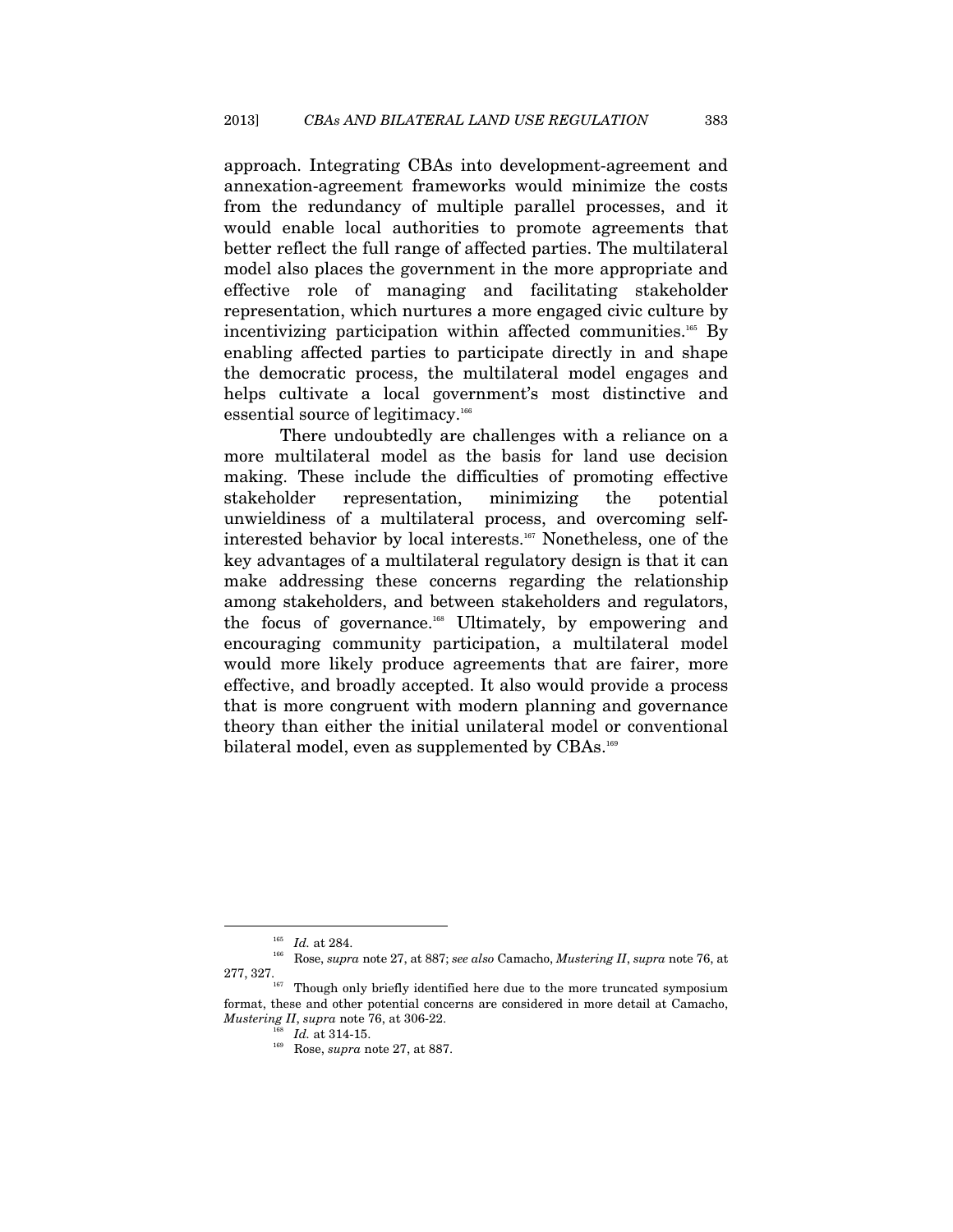approach. Integrating CBAs into development-agreement and annexation-agreement frameworks would minimize the costs from the redundancy of multiple parallel processes, and it would enable local authorities to promote agreements that better reflect the full range of affected parties. The multilateral model also places the government in the more appropriate and effective role of managing and facilitating stakeholder representation, which nurtures a more engaged civic culture by incentivizing participation within affected communities.[165] By enabling affected parties to participate directly in and shape the democratic process, the multilateral model engages and helps cultivate a local government's most distinctive and essential source of legitimacy.[166]

There undoubtedly are challenges with a reliance on a more multilateral model as the basis for land use decision making. These include the difficulties of promoting effective stakeholder representation, minimizing the potential unwieldiness of a multilateral process, and overcoming self-interested behavior by local interests.[167] Nonetheless, one of the key advantages of a multilateral regulatory design is that it can make addressing these concerns regarding the relationship among stakeholders, and between stakeholders and regulators, the focus of governance.[168] Ultimately, by empowering and encouraging community participation, a multilateral model would more likely produce agreements that are fairer, more effective, and broadly accepted. It also would provide a process that is more congruent with modern planning and governance theory than either the initial unilateral model or conventional bilateral model, even as supplemented by CBAs.[169]

---

[165] *Id.* at 284.

[166] Rose, *supra* note 27, at 887; *see also* Camacho, *Mustering II*, *supra* note 76, at 277, 327.

[167] Though only briefly identified here due to the more truncated symposium format, these and other potential concerns are considered in more detail at Camacho, *Mustering II*, *supra* note 76, at 306-22.

[168] *Id.* at 314-15.

[169] Rose, *supra* note 27, at 887.